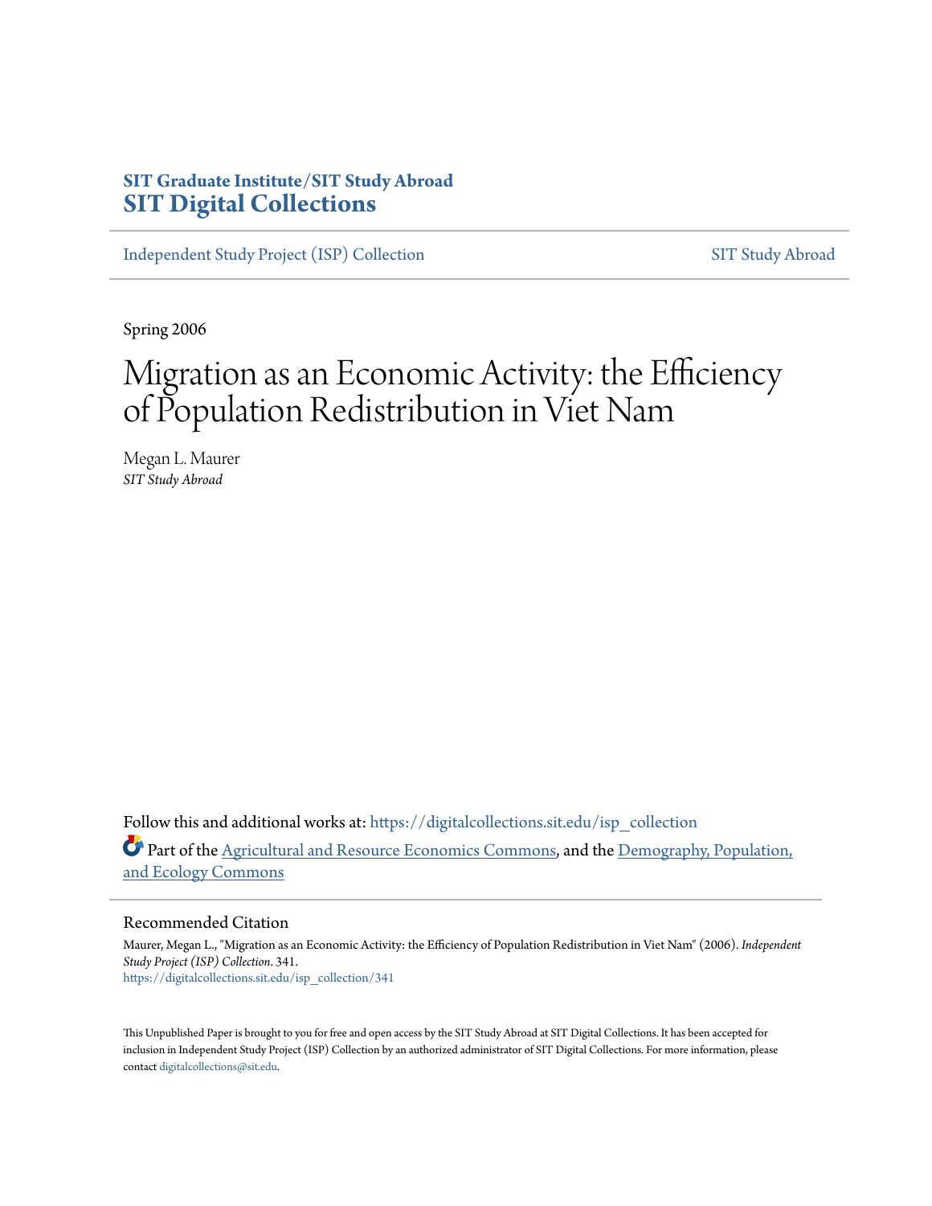SIT Graduate Institute/SIT Study Abroad
**SIT Digital Collections**

Independent Study Project (ISP) Collection | SIT Study Abroad

Spring 2006

# Migration as an Economic Activity: the Efficiency of Population Redistribution in Viet Nam

Megan L. Maurer
*SIT Study Abroad*

Follow this and additional works at: https://digitalcollections.sit.edu/isp_collection

Part of the Agricultural and Resource Economics Commons, and the Demography, Population, and Ecology Commons

## Recommended Citation

Maurer, Megan L., "Migration as an Economic Activity: the Efficiency of Population Redistribution in Viet Nam" (2006). *Independent Study Project (ISP) Collection*. 341.
https://digitalcollections.sit.edu/isp_collection/341

This Unpublished Paper is brought to you for free and open access by the SIT Study Abroad at SIT Digital Collections. It has been accepted for inclusion in Independent Study Project (ISP) Collection by an authorized administrator of SIT Digital Collections. For more information, please contact digitalcollections@sit.edu.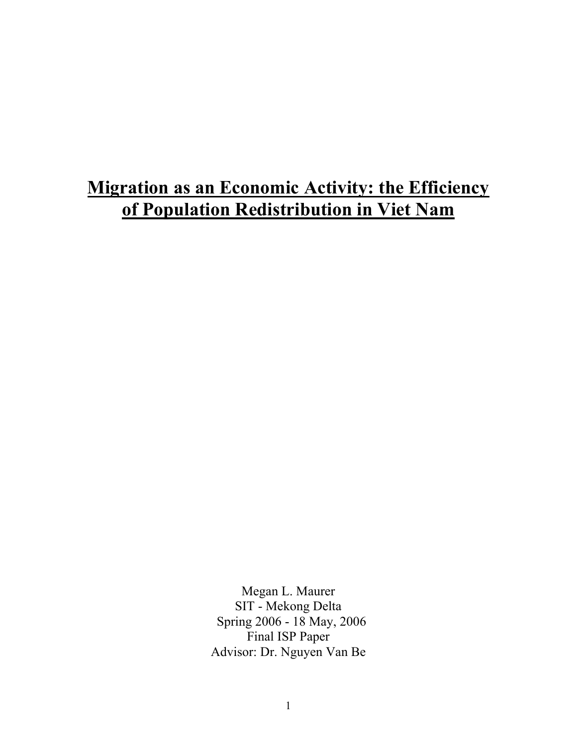# **Migration as an Economic Activity: the Efficiency of Population Redistribution in Viet Nam**

Megan L. Maurer
SIT - Mekong Delta
Spring 2006 - 18 May, 2006
Final ISP Paper
Advisor: Dr. Nguyen Van Be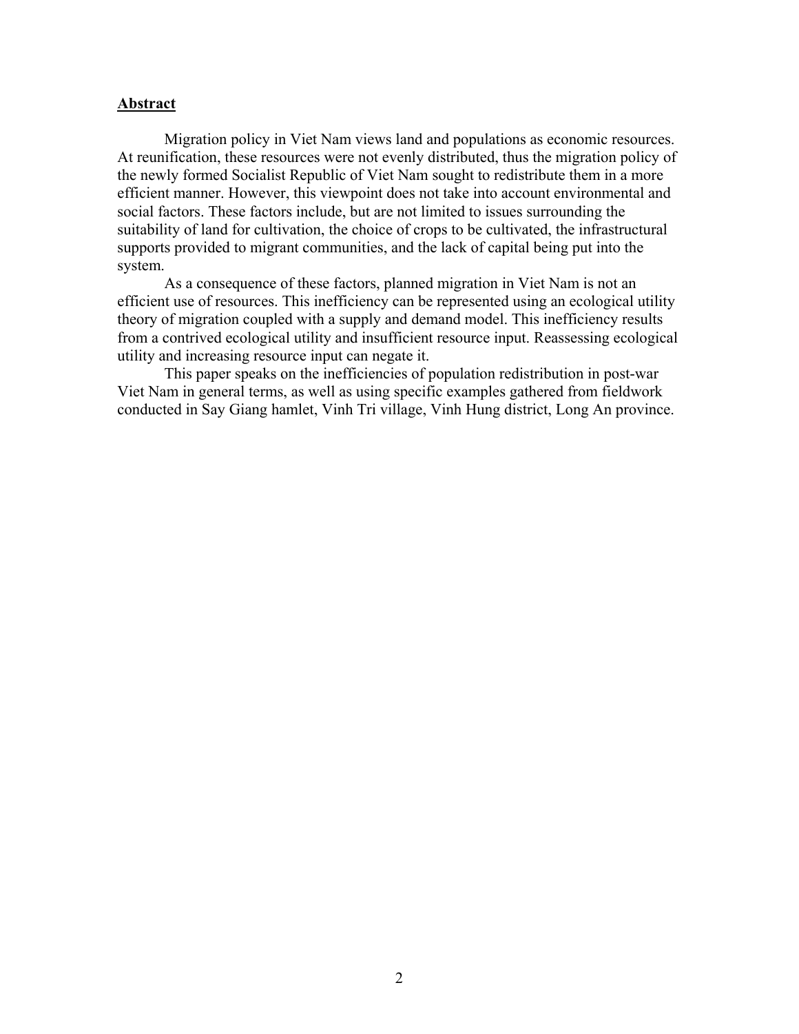## Abstract

Migration policy in Viet Nam views land and populations as economic resources. At reunification, these resources were not evenly distributed, thus the migration policy of the newly formed Socialist Republic of Viet Nam sought to redistribute them in a more efficient manner. However, this viewpoint does not take into account environmental and social factors. These factors include, but are not limited to issues surrounding the suitability of land for cultivation, the choice of crops to be cultivated, the infrastructural supports provided to migrant communities, and the lack of capital being put into the system.

As a consequence of these factors, planned migration in Viet Nam is not an efficient use of resources. This inefficiency can be represented using an ecological utility theory of migration coupled with a supply and demand model. This inefficiency results from a contrived ecological utility and insufficient resource input. Reassessing ecological utility and increasing resource input can negate it.

This paper speaks on the inefficiencies of population redistribution in post-war Viet Nam in general terms, as well as using specific examples gathered from fieldwork conducted in Say Giang hamlet, Vinh Tri village, Vinh Hung district, Long An province.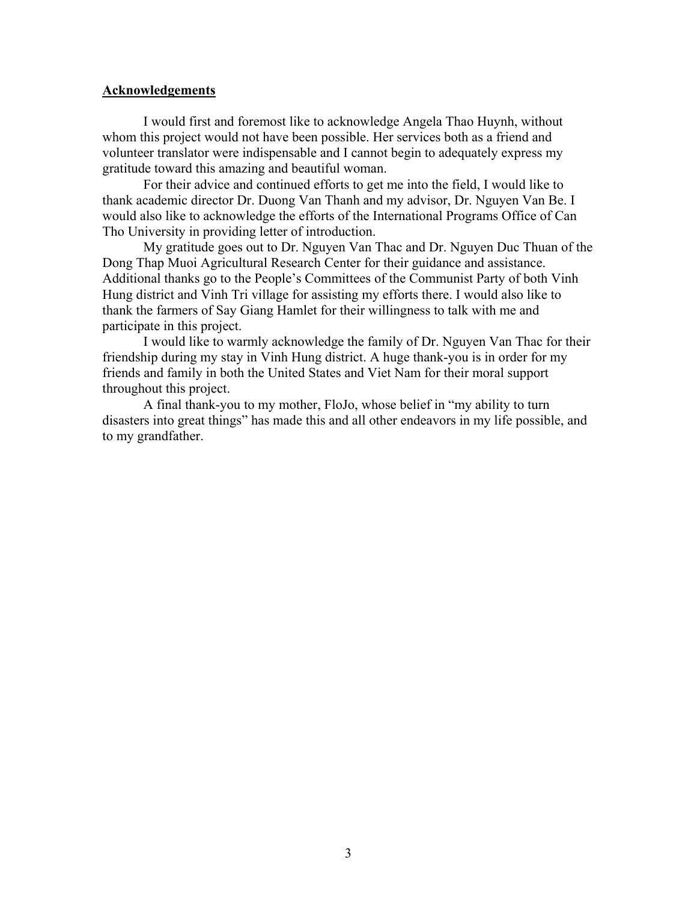## Acknowledgements

I would first and foremost like to acknowledge Angela Thao Huynh, without whom this project would not have been possible. Her services both as a friend and volunteer translator were indispensable and I cannot begin to adequately express my gratitude toward this amazing and beautiful woman.

For their advice and continued efforts to get me into the field, I would like to thank academic director Dr. Duong Van Thanh and my advisor, Dr. Nguyen Van Be. I would also like to acknowledge the efforts of the International Programs Office of Can Tho University in providing letter of introduction.

My gratitude goes out to Dr. Nguyen Van Thac and Dr. Nguyen Duc Thuan of the Dong Thap Muoi Agricultural Research Center for their guidance and assistance. Additional thanks go to the People's Committees of the Communist Party of both Vinh Hung district and Vinh Tri village for assisting my efforts there. I would also like to thank the farmers of Say Giang Hamlet for their willingness to talk with me and participate in this project.

I would like to warmly acknowledge the family of Dr. Nguyen Van Thac for their friendship during my stay in Vinh Hung district. A huge thank-you is in order for my friends and family in both the United States and Viet Nam for their moral support throughout this project.

A final thank-you to my mother, FloJo, whose belief in "my ability to turn disasters into great things" has made this and all other endeavors in my life possible, and to my grandfather.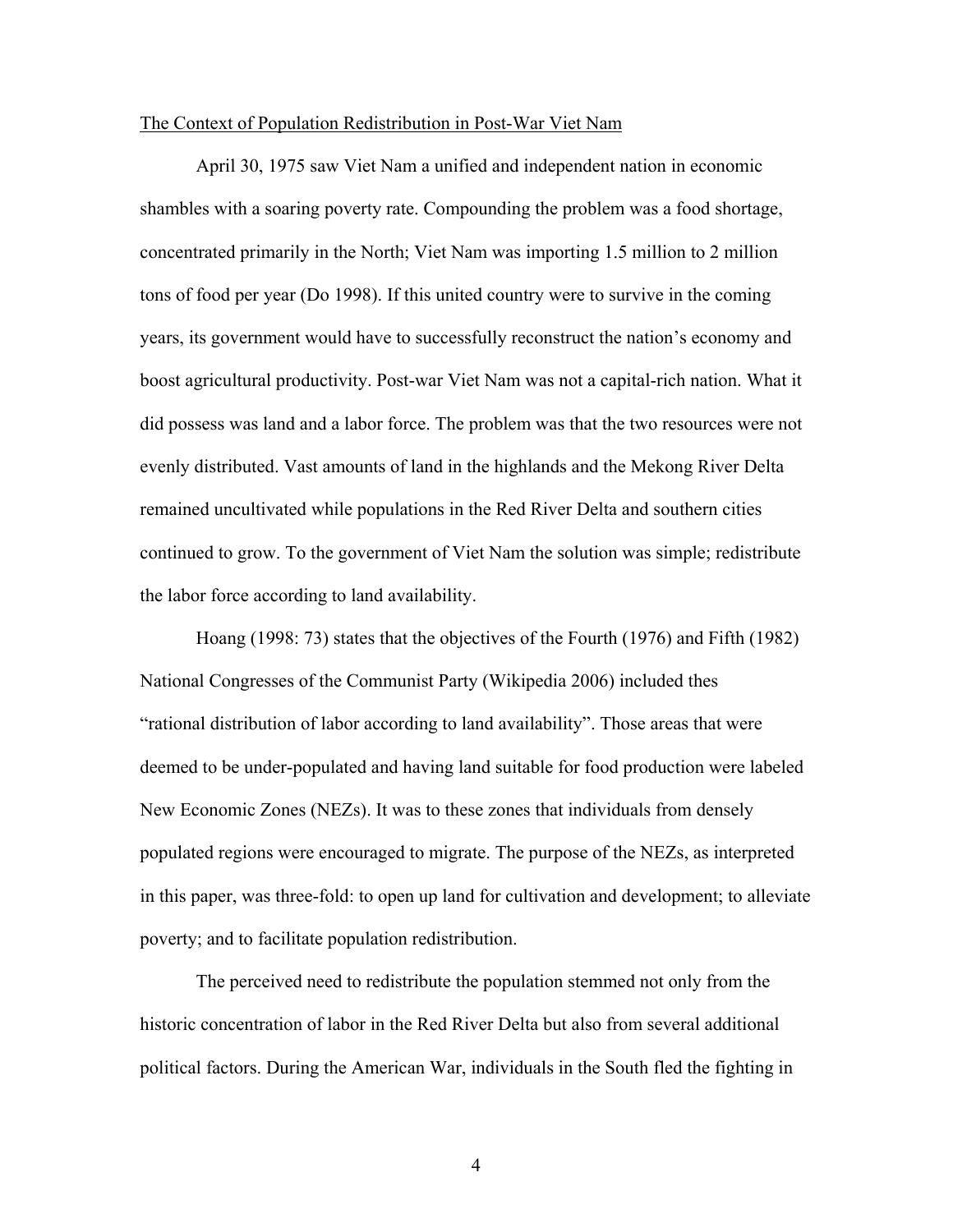## The Context of Population Redistribution in Post-War Viet Nam

April 30, 1975 saw Viet Nam a unified and independent nation in economic shambles with a soaring poverty rate. Compounding the problem was a food shortage, concentrated primarily in the North; Viet Nam was importing 1.5 million to 2 million tons of food per year (Do 1998). If this united country were to survive in the coming years, its government would have to successfully reconstruct the nation's economy and boost agricultural productivity. Post-war Viet Nam was not a capital-rich nation. What it did possess was land and a labor force. The problem was that the two resources were not evenly distributed. Vast amounts of land in the highlands and the Mekong River Delta remained uncultivated while populations in the Red River Delta and southern cities continued to grow. To the government of Viet Nam the solution was simple; redistribute the labor force according to land availability.

Hoang (1998: 73) states that the objectives of the Fourth (1976) and Fifth (1982) National Congresses of the Communist Party (Wikipedia 2006) included thes "rational distribution of labor according to land availability". Those areas that were deemed to be under-populated and having land suitable for food production were labeled New Economic Zones (NEZs). It was to these zones that individuals from densely populated regions were encouraged to migrate. The purpose of the NEZs, as interpreted in this paper, was three-fold: to open up land for cultivation and development; to alleviate poverty; and to facilitate population redistribution.

The perceived need to redistribute the population stemmed not only from the historic concentration of labor in the Red River Delta but also from several additional political factors. During the American War, individuals in the South fled the fighting in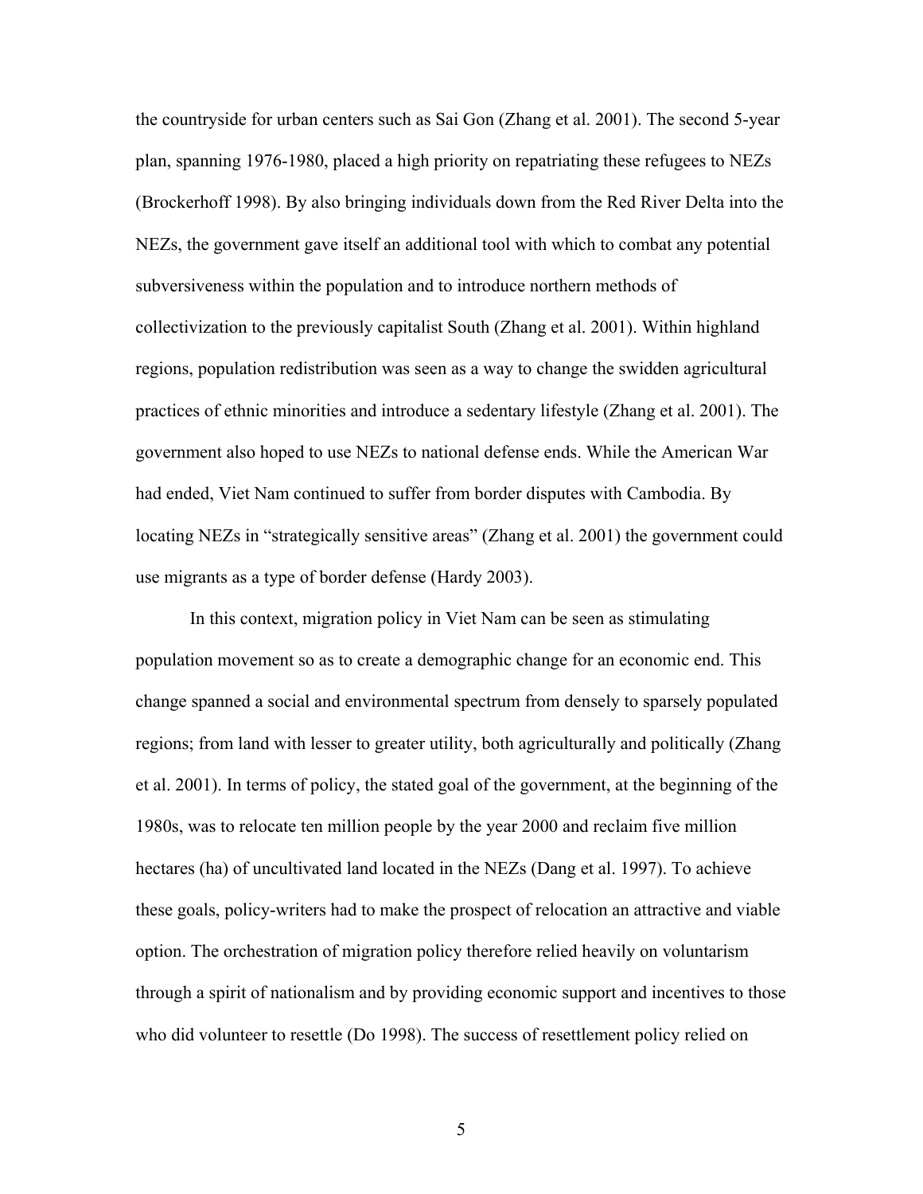the countryside for urban centers such as Sai Gon (Zhang et al. 2001). The second 5-year plan, spanning 1976-1980, placed a high priority on repatriating these refugees to NEZs (Brockerhoff 1998). By also bringing individuals down from the Red River Delta into the NEZs, the government gave itself an additional tool with which to combat any potential subversiveness within the population and to introduce northern methods of collectivization to the previously capitalist South (Zhang et al. 2001). Within highland regions, population redistribution was seen as a way to change the swidden agricultural practices of ethnic minorities and introduce a sedentary lifestyle (Zhang et al. 2001). The government also hoped to use NEZs to national defense ends. While the American War had ended, Viet Nam continued to suffer from border disputes with Cambodia. By locating NEZs in "strategically sensitive areas" (Zhang et al. 2001) the government could use migrants as a type of border defense (Hardy 2003).

In this context, migration policy in Viet Nam can be seen as stimulating population movement so as to create a demographic change for an economic end. This change spanned a social and environmental spectrum from densely to sparsely populated regions; from land with lesser to greater utility, both agriculturally and politically (Zhang et al. 2001). In terms of policy, the stated goal of the government, at the beginning of the 1980s, was to relocate ten million people by the year 2000 and reclaim five million hectares (ha) of uncultivated land located in the NEZs (Dang et al. 1997). To achieve these goals, policy-writers had to make the prospect of relocation an attractive and viable option. The orchestration of migration policy therefore relied heavily on voluntarism through a spirit of nationalism and by providing economic support and incentives to those who did volunteer to resettle (Do 1998). The success of resettlement policy relied on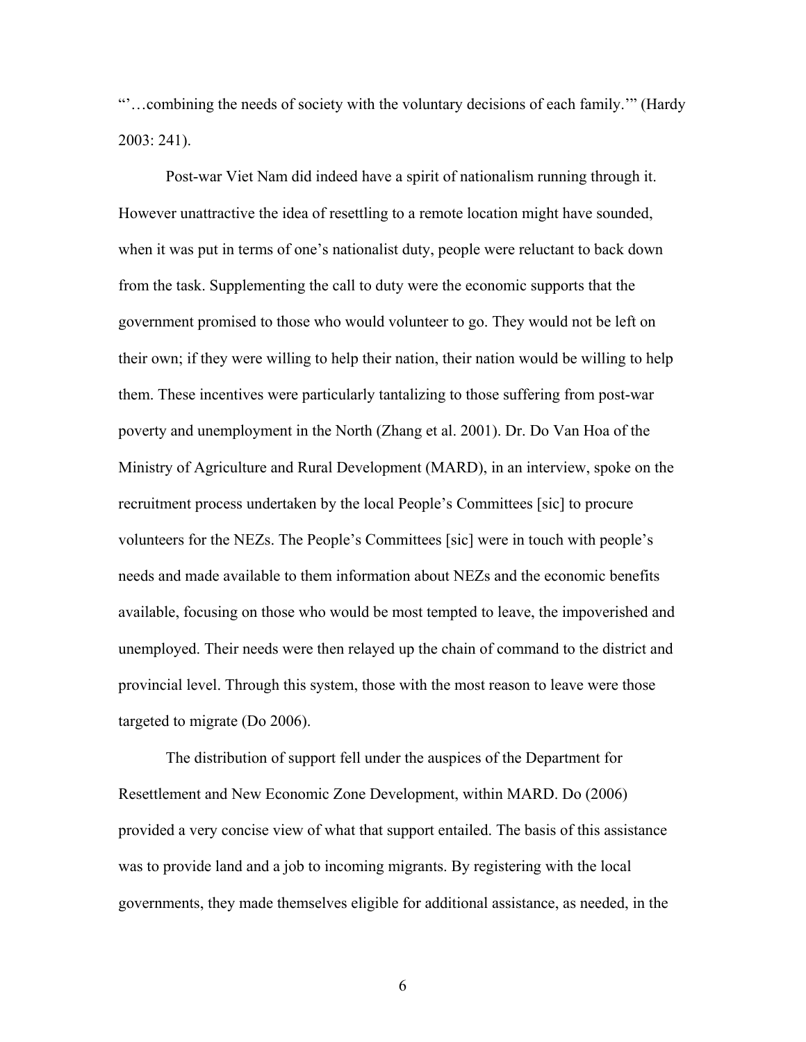"'…combining the needs of society with the voluntary decisions of each family.'" (Hardy 2003: 241).

Post-war Viet Nam did indeed have a spirit of nationalism running through it. However unattractive the idea of resettling to a remote location might have sounded, when it was put in terms of one's nationalist duty, people were reluctant to back down from the task. Supplementing the call to duty were the economic supports that the government promised to those who would volunteer to go. They would not be left on their own; if they were willing to help their nation, their nation would be willing to help them. These incentives were particularly tantalizing to those suffering from post-war poverty and unemployment in the North (Zhang et al. 2001). Dr. Do Van Hoa of the Ministry of Agriculture and Rural Development (MARD), in an interview, spoke on the recruitment process undertaken by the local People's Committees [sic] to procure volunteers for the NEZs. The People's Committees [sic] were in touch with people's needs and made available to them information about NEZs and the economic benefits available, focusing on those who would be most tempted to leave, the impoverished and unemployed. Their needs were then relayed up the chain of command to the district and provincial level. Through this system, those with the most reason to leave were those targeted to migrate (Do 2006).

The distribution of support fell under the auspices of the Department for Resettlement and New Economic Zone Development, within MARD. Do (2006) provided a very concise view of what that support entailed. The basis of this assistance was to provide land and a job to incoming migrants. By registering with the local governments, they made themselves eligible for additional assistance, as needed, in the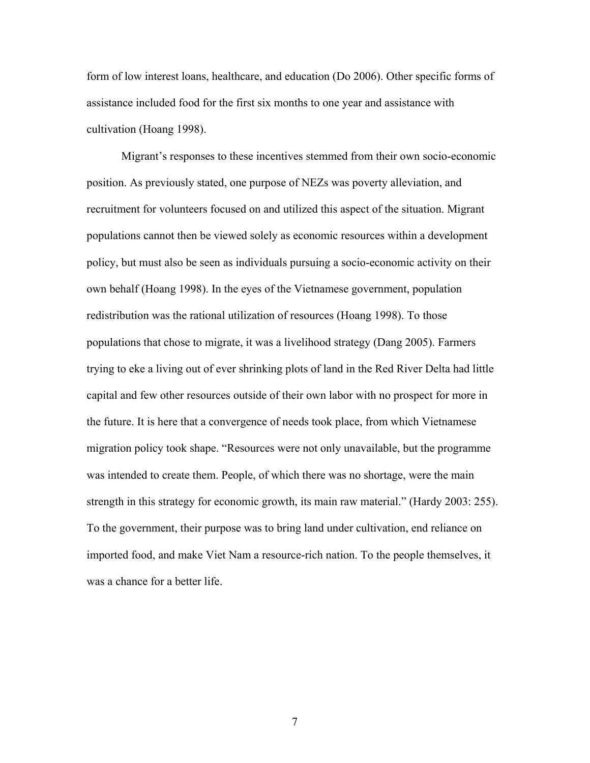form of low interest loans, healthcare, and education (Do 2006). Other specific forms of assistance included food for the first six months to one year and assistance with cultivation (Hoang 1998).

Migrant's responses to these incentives stemmed from their own socio-economic position. As previously stated, one purpose of NEZs was poverty alleviation, and recruitment for volunteers focused on and utilized this aspect of the situation. Migrant populations cannot then be viewed solely as economic resources within a development policy, but must also be seen as individuals pursuing a socio-economic activity on their own behalf (Hoang 1998). In the eyes of the Vietnamese government, population redistribution was the rational utilization of resources (Hoang 1998). To those populations that chose to migrate, it was a livelihood strategy (Dang 2005). Farmers trying to eke a living out of ever shrinking plots of land in the Red River Delta had little capital and few other resources outside of their own labor with no prospect for more in the future. It is here that a convergence of needs took place, from which Vietnamese migration policy took shape. "Resources were not only unavailable, but the programme was intended to create them. People, of which there was no shortage, were the main strength in this strategy for economic growth, its main raw material." (Hardy 2003: 255). To the government, their purpose was to bring land under cultivation, end reliance on imported food, and make Viet Nam a resource-rich nation. To the people themselves, it was a chance for a better life.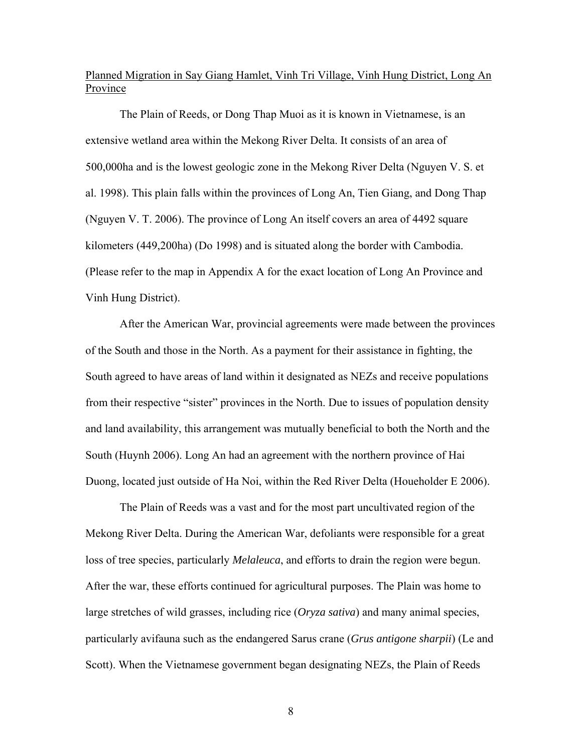Planned Migration in Say Giang Hamlet, Vinh Tri Village, Vinh Hung District, Long An Province

The Plain of Reeds, or Dong Thap Muoi as it is known in Vietnamese, is an extensive wetland area within the Mekong River Delta. It consists of an area of 500,000ha and is the lowest geologic zone in the Mekong River Delta (Nguyen V. S. et al. 1998). This plain falls within the provinces of Long An, Tien Giang, and Dong Thap (Nguyen V. T. 2006). The province of Long An itself covers an area of 4492 square kilometers (449,200ha) (Do 1998) and is situated along the border with Cambodia. (Please refer to the map in Appendix A for the exact location of Long An Province and Vinh Hung District).

After the American War, provincial agreements were made between the provinces of the South and those in the North. As a payment for their assistance in fighting, the South agreed to have areas of land within it designated as NEZs and receive populations from their respective "sister" provinces in the North. Due to issues of population density and land availability, this arrangement was mutually beneficial to both the North and the South (Huynh 2006). Long An had an agreement with the northern province of Hai Duong, located just outside of Ha Noi, within the Red River Delta (Houeholder E 2006).

The Plain of Reeds was a vast and for the most part uncultivated region of the Mekong River Delta. During the American War, defoliants were responsible for a great loss of tree species, particularly *Melaleuca*, and efforts to drain the region were begun. After the war, these efforts continued for agricultural purposes. The Plain was home to large stretches of wild grasses, including rice (*Oryza sativa*) and many animal species, particularly avifauna such as the endangered Sarus crane (*Grus antigone sharpii*) (Le and Scott). When the Vietnamese government began designating NEZs, the Plain of Reeds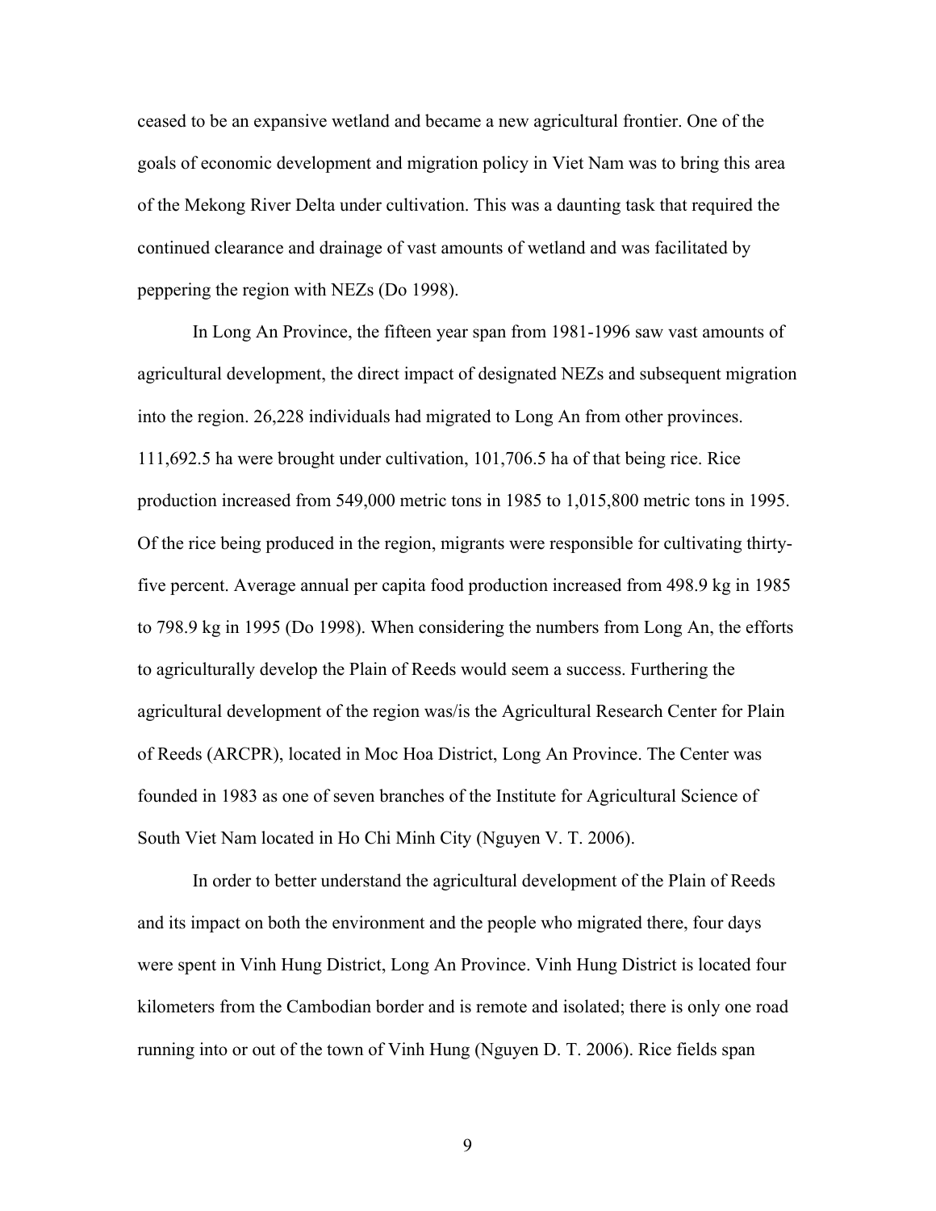ceased to be an expansive wetland and became a new agricultural frontier. One of the goals of economic development and migration policy in Viet Nam was to bring this area of the Mekong River Delta under cultivation. This was a daunting task that required the continued clearance and drainage of vast amounts of wetland and was facilitated by peppering the region with NEZs (Do 1998).

In Long An Province, the fifteen year span from 1981-1996 saw vast amounts of agricultural development, the direct impact of designated NEZs and subsequent migration into the region. 26,228 individuals had migrated to Long An from other provinces. 111,692.5 ha were brought under cultivation, 101,706.5 ha of that being rice. Rice production increased from 549,000 metric tons in 1985 to 1,015,800 metric tons in 1995. Of the rice being produced in the region, migrants were responsible for cultivating thirty-five percent. Average annual per capita food production increased from 498.9 kg in 1985 to 798.9 kg in 1995 (Do 1998). When considering the numbers from Long An, the efforts to agriculturally develop the Plain of Reeds would seem a success. Furthering the agricultural development of the region was/is the Agricultural Research Center for Plain of Reeds (ARCPR), located in Moc Hoa District, Long An Province. The Center was founded in 1983 as one of seven branches of the Institute for Agricultural Science of South Viet Nam located in Ho Chi Minh City (Nguyen V. T. 2006).

In order to better understand the agricultural development of the Plain of Reeds and its impact on both the environment and the people who migrated there, four days were spent in Vinh Hung District, Long An Province. Vinh Hung District is located four kilometers from the Cambodian border and is remote and isolated; there is only one road running into or out of the town of Vinh Hung (Nguyen D. T. 2006). Rice fields span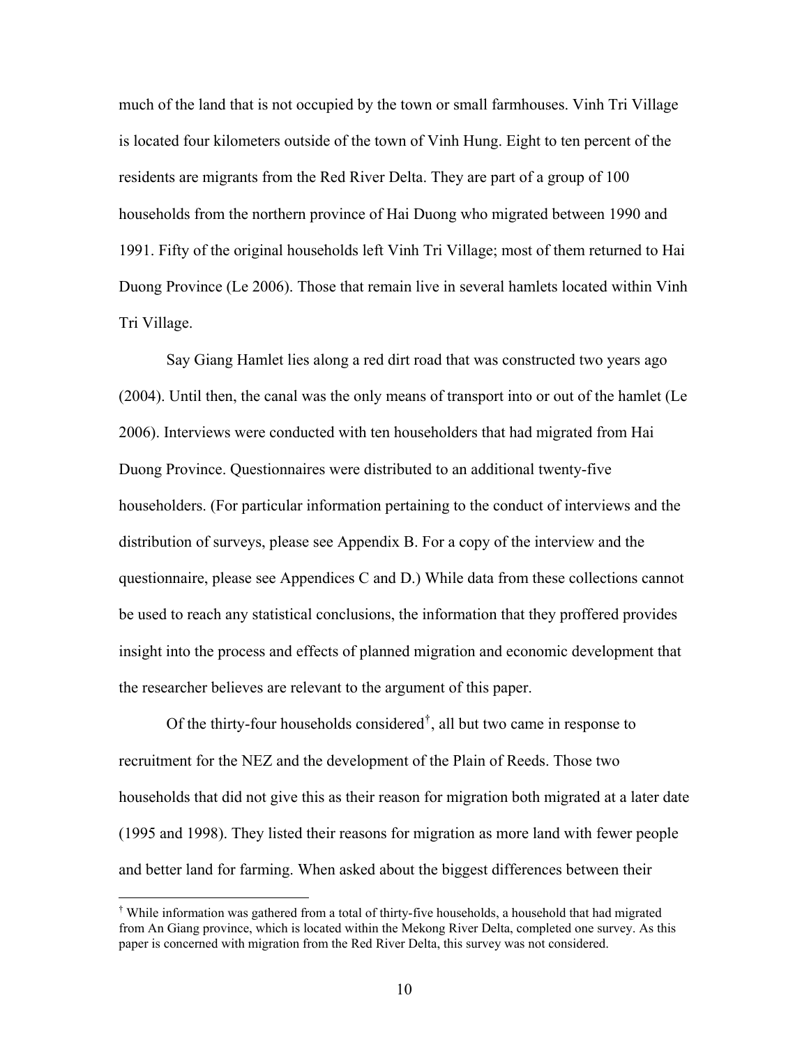much of the land that is not occupied by the town or small farmhouses. Vinh Tri Village is located four kilometers outside of the town of Vinh Hung. Eight to ten percent of the residents are migrants from the Red River Delta. They are part of a group of 100 households from the northern province of Hai Duong who migrated between 1990 and 1991. Fifty of the original households left Vinh Tri Village; most of them returned to Hai Duong Province (Le 2006). Those that remain live in several hamlets located within Vinh Tri Village.

Say Giang Hamlet lies along a red dirt road that was constructed two years ago (2004). Until then, the canal was the only means of transport into or out of the hamlet (Le 2006). Interviews were conducted with ten householders that had migrated from Hai Duong Province. Questionnaires were distributed to an additional twenty-five householders. (For particular information pertaining to the conduct of interviews and the distribution of surveys, please see Appendix B. For a copy of the interview and the questionnaire, please see Appendices C and D.) While data from these collections cannot be used to reach any statistical conclusions, the information that they proffered provides insight into the process and effects of planned migration and economic development that the researcher believes are relevant to the argument of this paper.

Of the thirty-four households considered[†], all but two came in response to recruitment for the NEZ and the development of the Plain of Reeds. Those two households that did not give this as their reason for migration both migrated at a later date (1995 and 1998). They listed their reasons for migration as more land with fewer people and better land for farming. When asked about the biggest differences between their

[†] While information was gathered from a total of thirty-five households, a household that had migrated from An Giang province, which is located within the Mekong River Delta, completed one survey. As this paper is concerned with migration from the Red River Delta, this survey was not considered.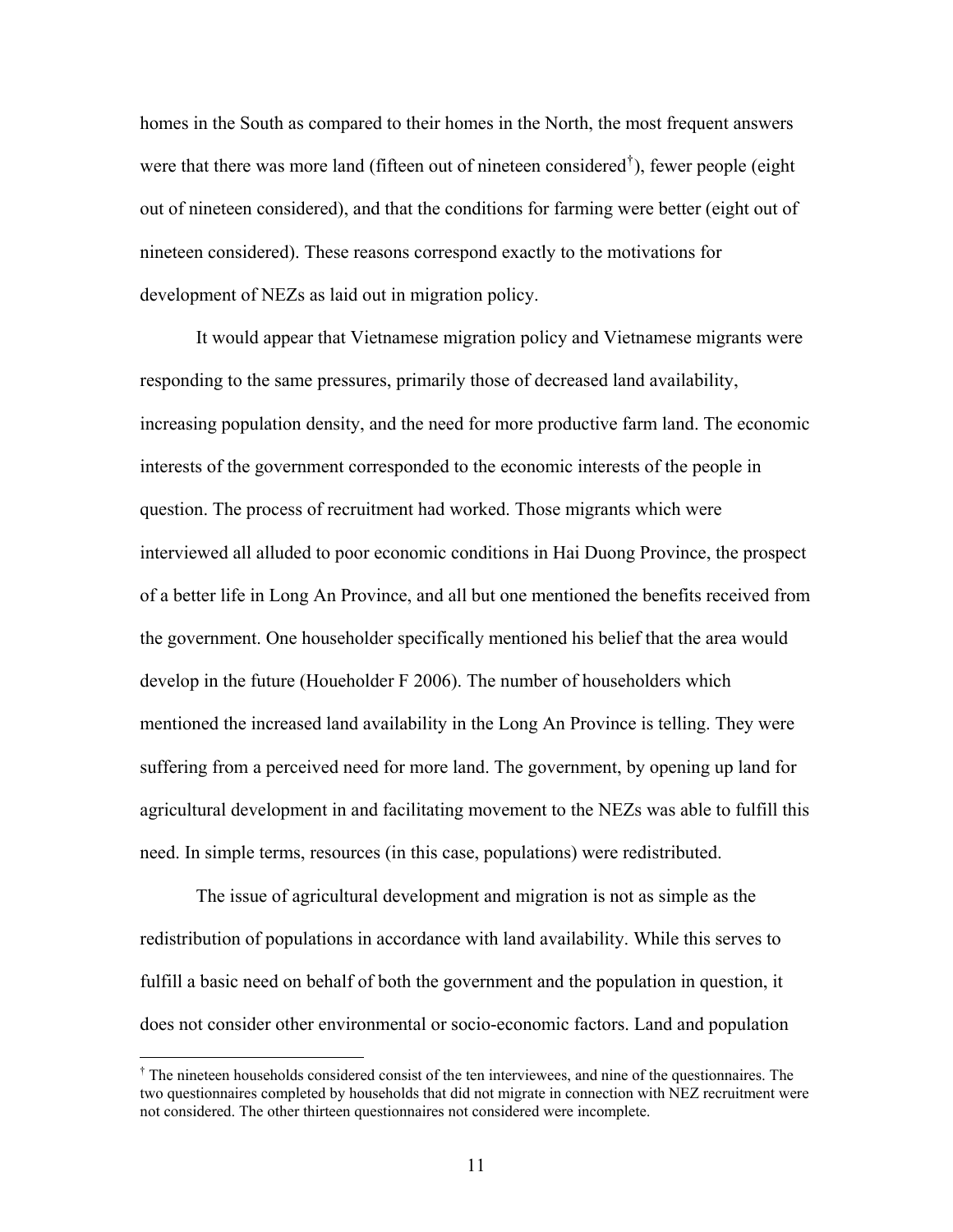homes in the South as compared to their homes in the North, the most frequent answers were that there was more land (fifteen out of nineteen considered[†]), fewer people (eight out of nineteen considered), and that the conditions for farming were better (eight out of nineteen considered). These reasons correspond exactly to the motivations for development of NEZs as laid out in migration policy.

It would appear that Vietnamese migration policy and Vietnamese migrants were responding to the same pressures, primarily those of decreased land availability, increasing population density, and the need for more productive farm land. The economic interests of the government corresponded to the economic interests of the people in question. The process of recruitment had worked. Those migrants which were interviewed all alluded to poor economic conditions in Hai Duong Province, the prospect of a better life in Long An Province, and all but one mentioned the benefits received from the government. One householder specifically mentioned his belief that the area would develop in the future (Houeholder F 2006). The number of householders which mentioned the increased land availability in the Long An Province is telling. They were suffering from a perceived need for more land. The government, by opening up land for agricultural development in and facilitating movement to the NEZs was able to fulfill this need. In simple terms, resources (in this case, populations) were redistributed.

The issue of agricultural development and migration is not as simple as the redistribution of populations in accordance with land availability. While this serves to fulfill a basic need on behalf of both the government and the population in question, it does not consider other environmental or socio-economic factors. Land and population

---

[†] The nineteen households considered consist of the ten interviewees, and nine of the questionnaires. The two questionnaires completed by households that did not migrate in connection with NEZ recruitment were not considered. The other thirteen questionnaires not considered were incomplete.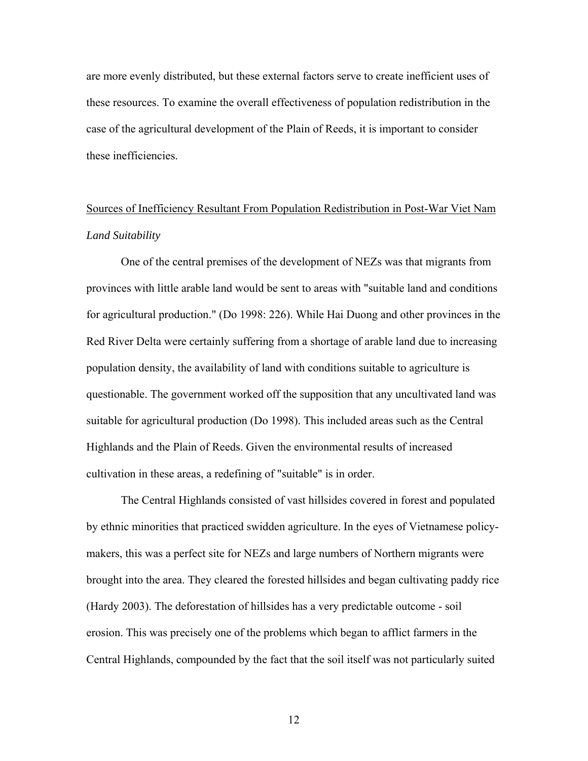are more evenly distributed, but these external factors serve to create inefficient uses of these resources. To examine the overall effectiveness of population redistribution in the case of the agricultural development of the Plain of Reeds, it is important to consider these inefficiencies.

## Sources of Inefficiency Resultant From Population Redistribution in Post-War Viet Nam

### *Land Suitability*

One of the central premises of the development of NEZs was that migrants from provinces with little arable land would be sent to areas with "suitable land and conditions for agricultural production." (Do 1998: 226). While Hai Duong and other provinces in the Red River Delta were certainly suffering from a shortage of arable land due to increasing population density, the availability of land with conditions suitable to agriculture is questionable. The government worked off the supposition that any uncultivated land was suitable for agricultural production (Do 1998). This included areas such as the Central Highlands and the Plain of Reeds. Given the environmental results of increased cultivation in these areas, a redefining of "suitable" is in order.

The Central Highlands consisted of vast hillsides covered in forest and populated by ethnic minorities that practiced swidden agriculture. In the eyes of Vietnamese policy-makers, this was a perfect site for NEZs and large numbers of Northern migrants were brought into the area. They cleared the forested hillsides and began cultivating paddy rice (Hardy 2003). The deforestation of hillsides has a very predictable outcome - soil erosion. This was precisely one of the problems which began to afflict farmers in the Central Highlands, compounded by the fact that the soil itself was not particularly suited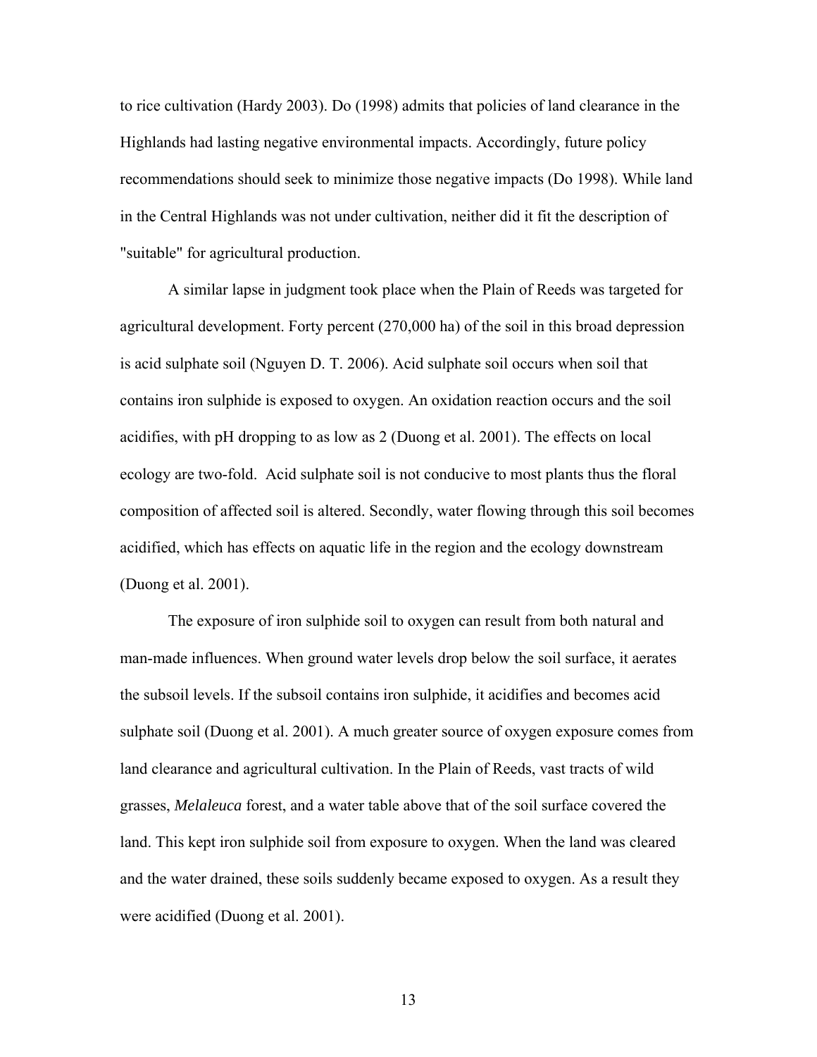to rice cultivation (Hardy 2003). Do (1998) admits that policies of land clearance in the Highlands had lasting negative environmental impacts. Accordingly, future policy recommendations should seek to minimize those negative impacts (Do 1998). While land in the Central Highlands was not under cultivation, neither did it fit the description of "suitable" for agricultural production.

A similar lapse in judgment took place when the Plain of Reeds was targeted for agricultural development. Forty percent (270,000 ha) of the soil in this broad depression is acid sulphate soil (Nguyen D. T. 2006). Acid sulphate soil occurs when soil that contains iron sulphide is exposed to oxygen. An oxidation reaction occurs and the soil acidifies, with pH dropping to as low as 2 (Duong et al. 2001). The effects on local ecology are two-fold. Acid sulphate soil is not conducive to most plants thus the floral composition of affected soil is altered. Secondly, water flowing through this soil becomes acidified, which has effects on aquatic life in the region and the ecology downstream (Duong et al. 2001).

The exposure of iron sulphide soil to oxygen can result from both natural and man-made influences. When ground water levels drop below the soil surface, it aerates the subsoil levels. If the subsoil contains iron sulphide, it acidifies and becomes acid sulphate soil (Duong et al. 2001). A much greater source of oxygen exposure comes from land clearance and agricultural cultivation. In the Plain of Reeds, vast tracts of wild grasses, *Melaleuca* forest, and a water table above that of the soil surface covered the land. This kept iron sulphide soil from exposure to oxygen. When the land was cleared and the water drained, these soils suddenly became exposed to oxygen. As a result they were acidified (Duong et al. 2001).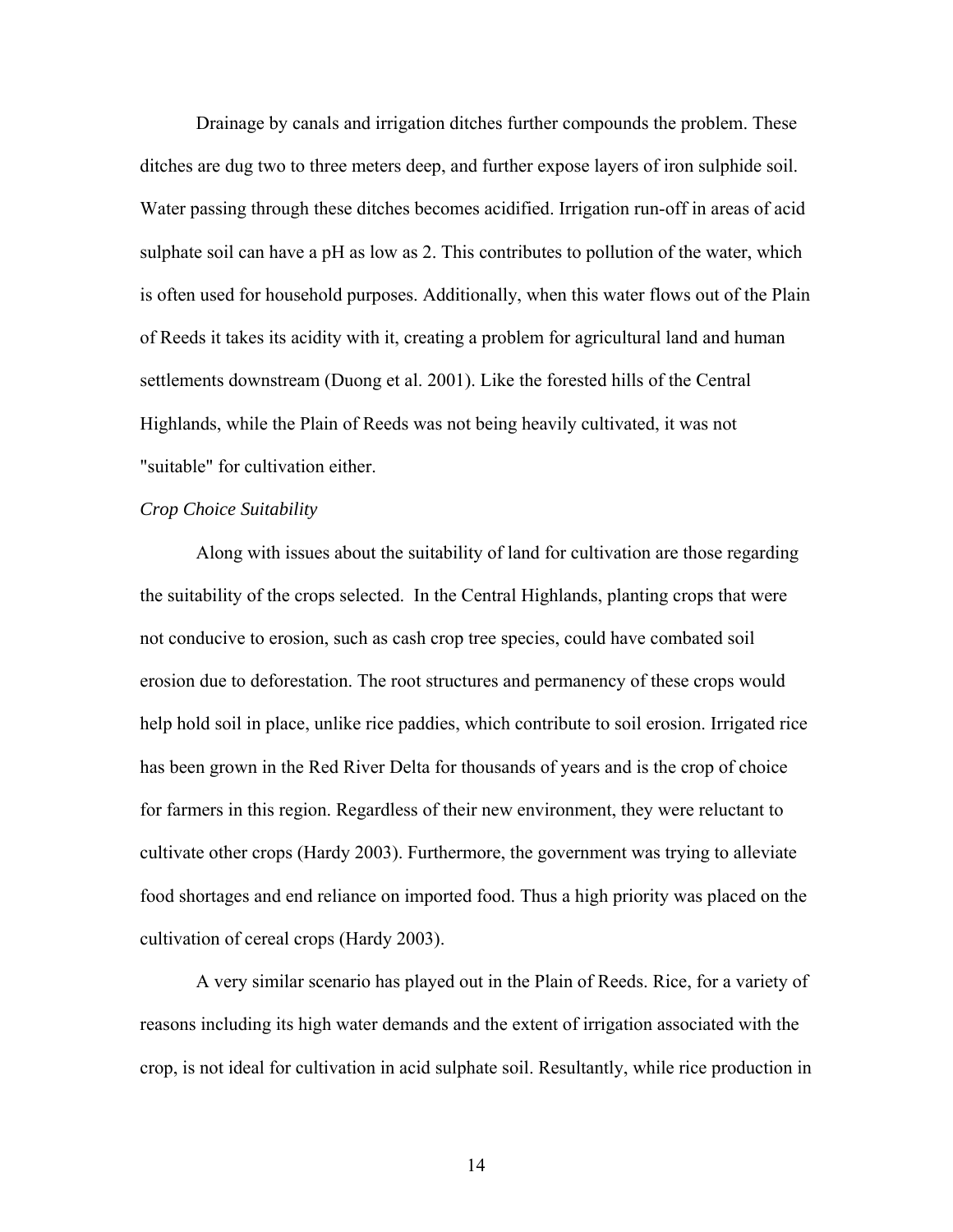Drainage by canals and irrigation ditches further compounds the problem. These ditches are dug two to three meters deep, and further expose layers of iron sulphide soil. Water passing through these ditches becomes acidified. Irrigation run-off in areas of acid sulphate soil can have a pH as low as 2. This contributes to pollution of the water, which is often used for household purposes. Additionally, when this water flows out of the Plain of Reeds it takes its acidity with it, creating a problem for agricultural land and human settlements downstream (Duong et al. 2001). Like the forested hills of the Central Highlands, while the Plain of Reeds was not being heavily cultivated, it was not "suitable" for cultivation either.

*Crop Choice Suitability*

Along with issues about the suitability of land for cultivation are those regarding the suitability of the crops selected. In the Central Highlands, planting crops that were not conducive to erosion, such as cash crop tree species, could have combated soil erosion due to deforestation. The root structures and permanency of these crops would help hold soil in place, unlike rice paddies, which contribute to soil erosion. Irrigated rice has been grown in the Red River Delta for thousands of years and is the crop of choice for farmers in this region. Regardless of their new environment, they were reluctant to cultivate other crops (Hardy 2003). Furthermore, the government was trying to alleviate food shortages and end reliance on imported food. Thus a high priority was placed on the cultivation of cereal crops (Hardy 2003).

A very similar scenario has played out in the Plain of Reeds. Rice, for a variety of reasons including its high water demands and the extent of irrigation associated with the crop, is not ideal for cultivation in acid sulphate soil. Resultantly, while rice production in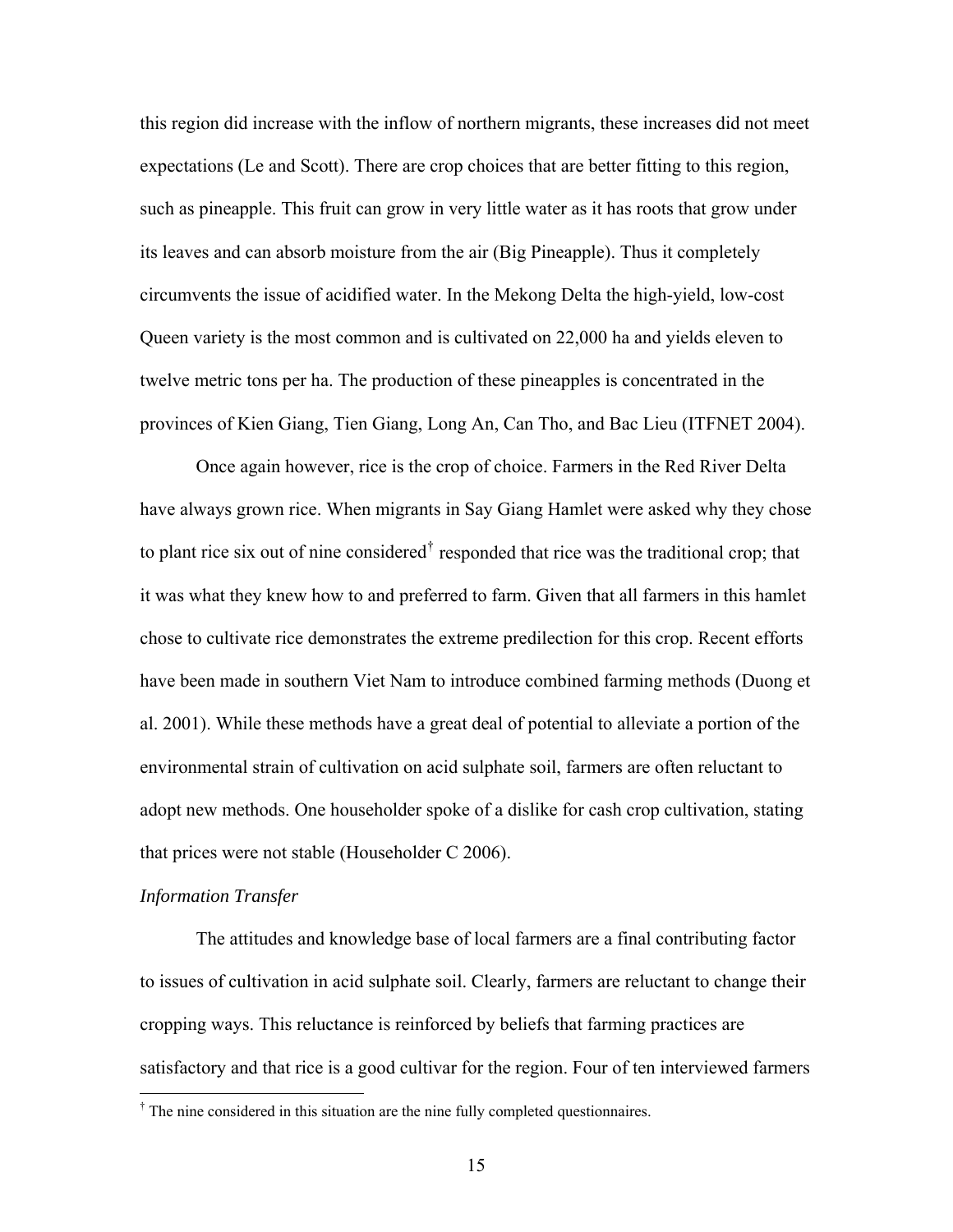this region did increase with the inflow of northern migrants, these increases did not meet expectations (Le and Scott). There are crop choices that are better fitting to this region, such as pineapple. This fruit can grow in very little water as it has roots that grow under its leaves and can absorb moisture from the air (Big Pineapple). Thus it completely circumvents the issue of acidified water. In the Mekong Delta the high-yield, low-cost Queen variety is the most common and is cultivated on 22,000 ha and yields eleven to twelve metric tons per ha. The production of these pineapples is concentrated in the provinces of Kien Giang, Tien Giang, Long An, Can Tho, and Bac Lieu (ITFNET 2004).

Once again however, rice is the crop of choice. Farmers in the Red River Delta have always grown rice. When migrants in Say Giang Hamlet were asked why they chose to plant rice six out of nine considered[†] responded that rice was the traditional crop; that it was what they knew how to and preferred to farm. Given that all farmers in this hamlet chose to cultivate rice demonstrates the extreme predilection for this crop. Recent efforts have been made in southern Viet Nam to introduce combined farming methods (Duong et al. 2001). While these methods have a great deal of potential to alleviate a portion of the environmental strain of cultivation on acid sulphate soil, farmers are often reluctant to adopt new methods. One householder spoke of a dislike for cash crop cultivation, stating that prices were not stable (Householder C 2006).

*Information Transfer*

The attitudes and knowledge base of local farmers are a final contributing factor to issues of cultivation in acid sulphate soil. Clearly, farmers are reluctant to change their cropping ways. This reluctance is reinforced by beliefs that farming practices are satisfactory and that rice is a good cultivar for the region. Four of ten interviewed farmers

[†] The nine considered in this situation are the nine fully completed questionnaires.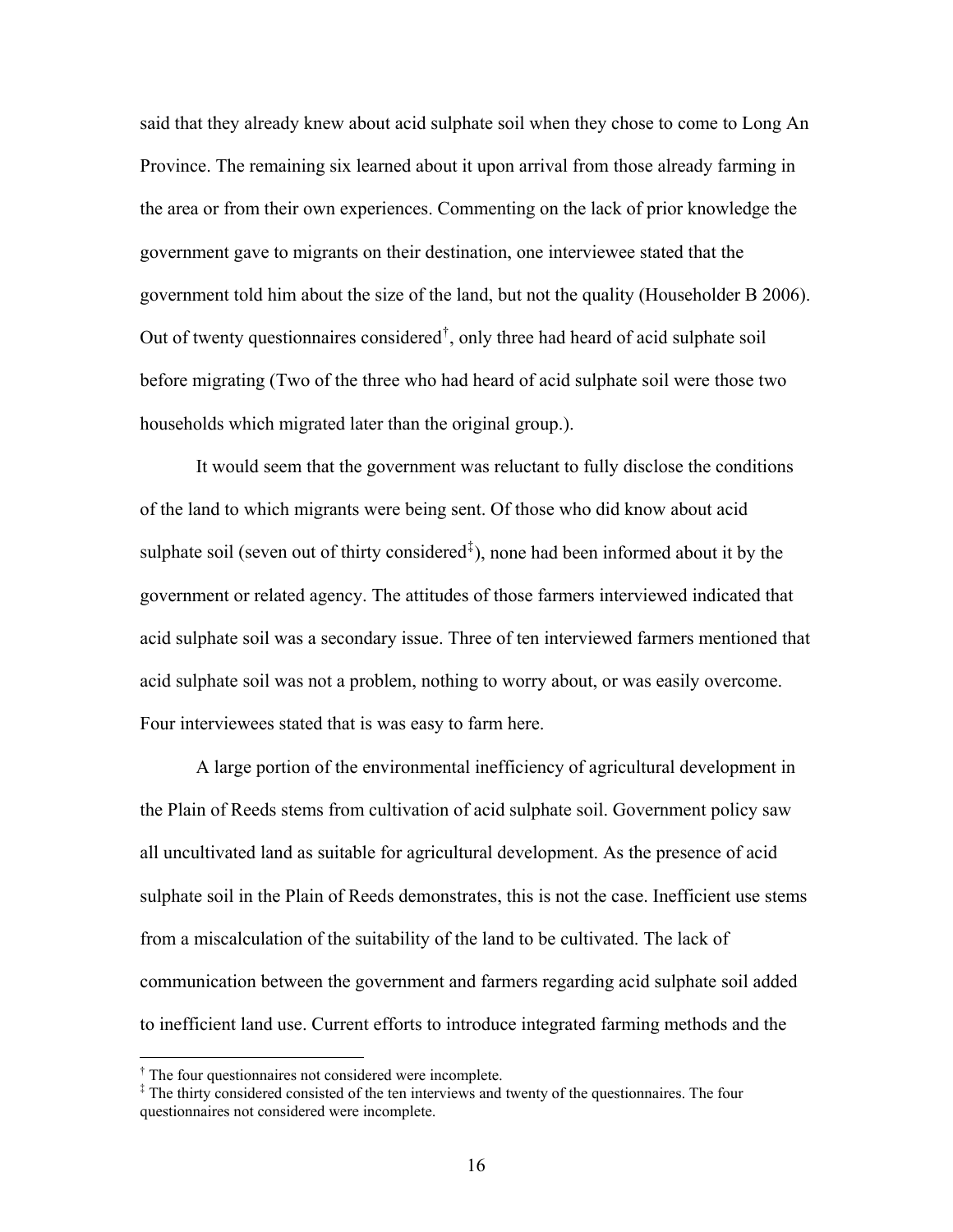said that they already knew about acid sulphate soil when they chose to come to Long An Province. The remaining six learned about it upon arrival from those already farming in the area or from their own experiences. Commenting on the lack of prior knowledge the government gave to migrants on their destination, one interviewee stated that the government told him about the size of the land, but not the quality (Householder B 2006). Out of twenty questionnaires considered[†], only three had heard of acid sulphate soil before migrating (Two of the three who had heard of acid sulphate soil were those two households which migrated later than the original group.).

It would seem that the government was reluctant to fully disclose the conditions of the land to which migrants were being sent. Of those who did know about acid sulphate soil (seven out of thirty considered[‡]), none had been informed about it by the government or related agency. The attitudes of those farmers interviewed indicated that acid sulphate soil was a secondary issue. Three of ten interviewed farmers mentioned that acid sulphate soil was not a problem, nothing to worry about, or was easily overcome. Four interviewees stated that is was easy to farm here.

A large portion of the environmental inefficiency of agricultural development in the Plain of Reeds stems from cultivation of acid sulphate soil. Government policy saw all uncultivated land as suitable for agricultural development. As the presence of acid sulphate soil in the Plain of Reeds demonstrates, this is not the case. Inefficient use stems from a miscalculation of the suitability of the land to be cultivated. The lack of communication between the government and farmers regarding acid sulphate soil added to inefficient land use. Current efforts to introduce integrated farming methods and the

[†] The four questionnaires not considered were incomplete.

[‡] The thirty considered consisted of the ten interviews and twenty of the questionnaires. The four questionnaires not considered were incomplete.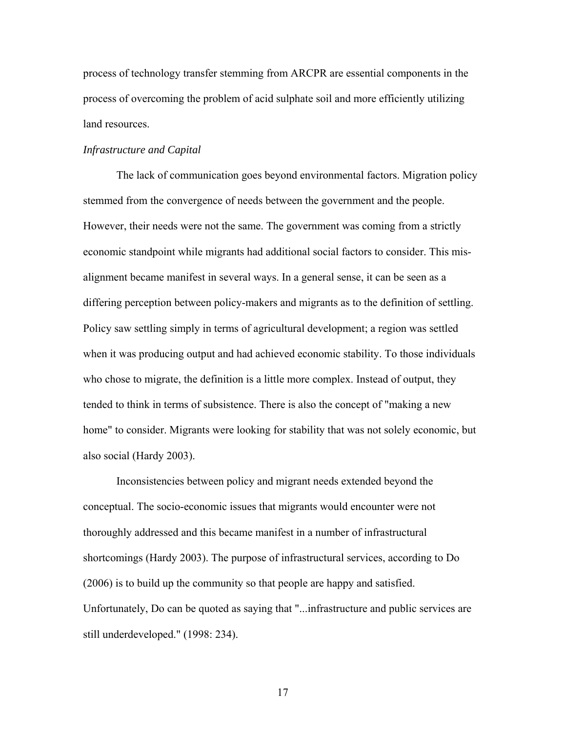process of technology transfer stemming from ARCPR are essential components in the process of overcoming the problem of acid sulphate soil and more efficiently utilizing land resources.

*Infrastructure and Capital*

The lack of communication goes beyond environmental factors. Migration policy stemmed from the convergence of needs between the government and the people. However, their needs were not the same. The government was coming from a strictly economic standpoint while migrants had additional social factors to consider. This mis-alignment became manifest in several ways. In a general sense, it can be seen as a differing perception between policy-makers and migrants as to the definition of settling. Policy saw settling simply in terms of agricultural development; a region was settled when it was producing output and had achieved economic stability. To those individuals who chose to migrate, the definition is a little more complex. Instead of output, they tended to think in terms of subsistence. There is also the concept of "making a new home" to consider. Migrants were looking for stability that was not solely economic, but also social (Hardy 2003).

Inconsistencies between policy and migrant needs extended beyond the conceptual. The socio-economic issues that migrants would encounter were not thoroughly addressed and this became manifest in a number of infrastructural shortcomings (Hardy 2003). The purpose of infrastructural services, according to Do (2006) is to build up the community so that people are happy and satisfied. Unfortunately, Do can be quoted as saying that "...infrastructure and public services are still underdeveloped." (1998: 234).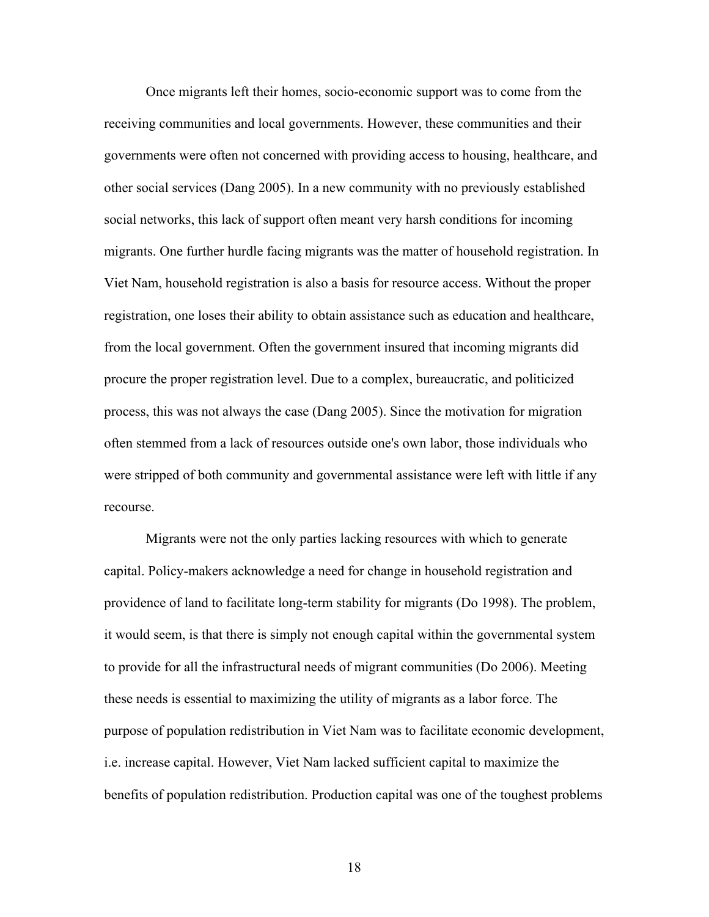Once migrants left their homes, socio-economic support was to come from the receiving communities and local governments. However, these communities and their governments were often not concerned with providing access to housing, healthcare, and other social services (Dang 2005). In a new community with no previously established social networks, this lack of support often meant very harsh conditions for incoming migrants. One further hurdle facing migrants was the matter of household registration. In Viet Nam, household registration is also a basis for resource access. Without the proper registration, one loses their ability to obtain assistance such as education and healthcare, from the local government. Often the government insured that incoming migrants did procure the proper registration level. Due to a complex, bureaucratic, and politicized process, this was not always the case (Dang 2005). Since the motivation for migration often stemmed from a lack of resources outside one's own labor, those individuals who were stripped of both community and governmental assistance were left with little if any recourse.

Migrants were not the only parties lacking resources with which to generate capital. Policy-makers acknowledge a need for change in household registration and providence of land to facilitate long-term stability for migrants (Do 1998). The problem, it would seem, is that there is simply not enough capital within the governmental system to provide for all the infrastructural needs of migrant communities (Do 2006). Meeting these needs is essential to maximizing the utility of migrants as a labor force. The purpose of population redistribution in Viet Nam was to facilitate economic development, i.e. increase capital. However, Viet Nam lacked sufficient capital to maximize the benefits of population redistribution. Production capital was one of the toughest problems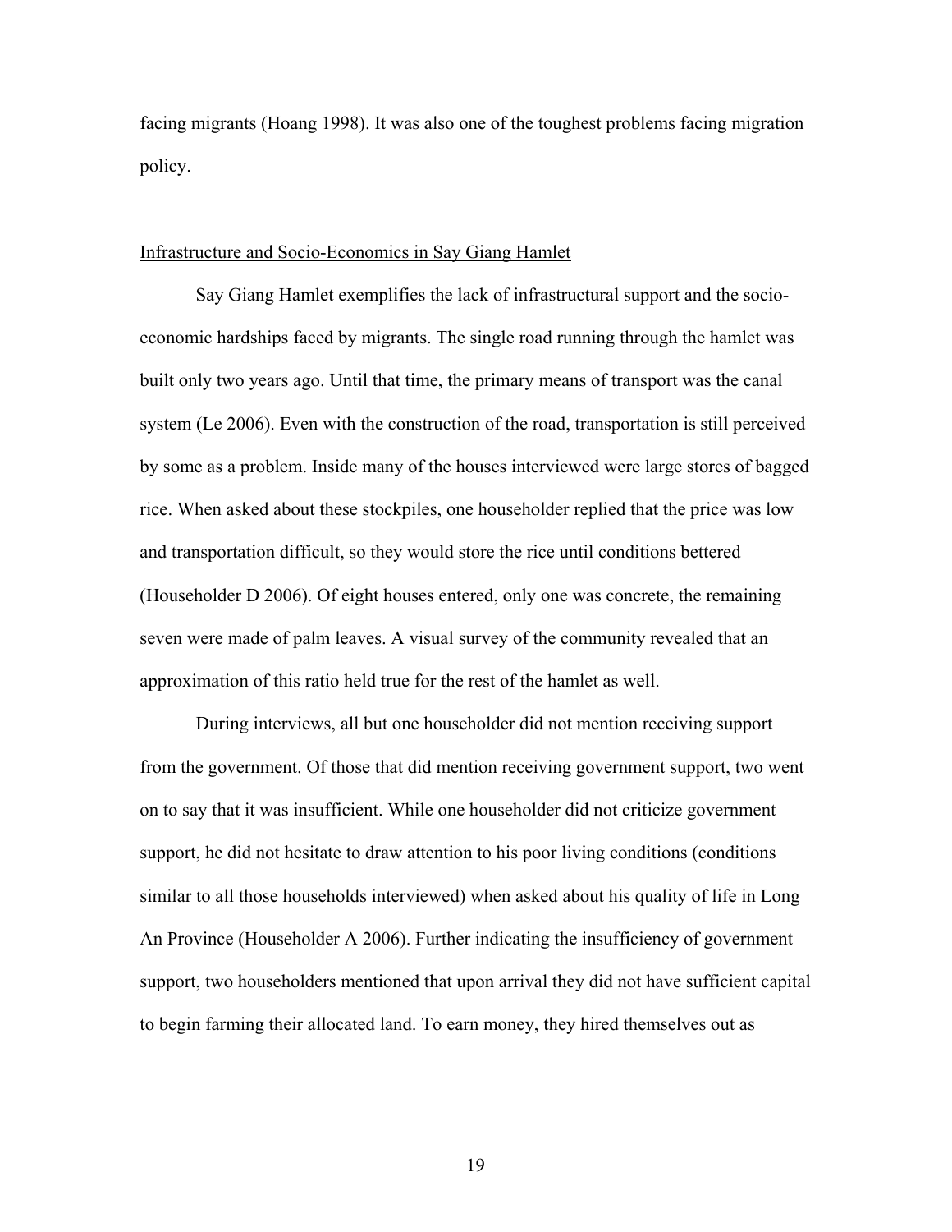facing migrants (Hoang 1998). It was also one of the toughest problems facing migration policy.

## Infrastructure and Socio-Economics in Say Giang Hamlet

Say Giang Hamlet exemplifies the lack of infrastructural support and the socio-economic hardships faced by migrants. The single road running through the hamlet was built only two years ago. Until that time, the primary means of transport was the canal system (Le 2006). Even with the construction of the road, transportation is still perceived by some as a problem. Inside many of the houses interviewed were large stores of bagged rice. When asked about these stockpiles, one householder replied that the price was low and transportation difficult, so they would store the rice until conditions bettered (Householder D 2006). Of eight houses entered, only one was concrete, the remaining seven were made of palm leaves. A visual survey of the community revealed that an approximation of this ratio held true for the rest of the hamlet as well.

During interviews, all but one householder did not mention receiving support from the government. Of those that did mention receiving government support, two went on to say that it was insufficient. While one householder did not criticize government support, he did not hesitate to draw attention to his poor living conditions (conditions similar to all those households interviewed) when asked about his quality of life in Long An Province (Householder A 2006). Further indicating the insufficiency of government support, two householders mentioned that upon arrival they did not have sufficient capital to begin farming their allocated land. To earn money, they hired themselves out as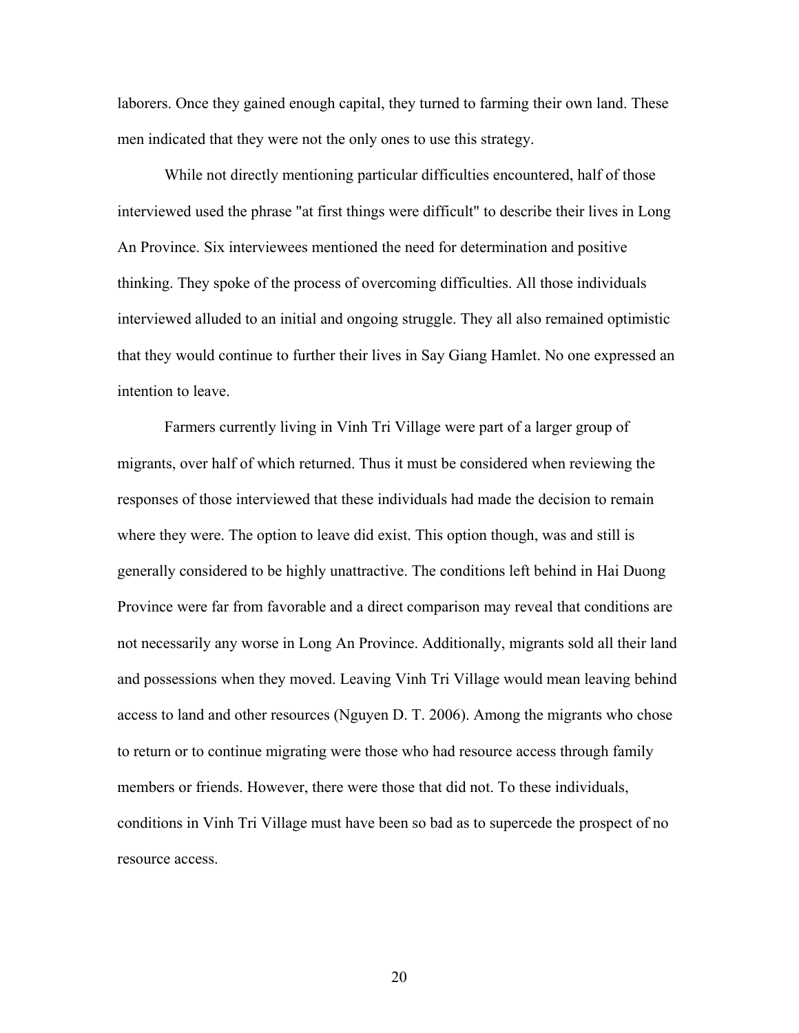laborers. Once they gained enough capital, they turned to farming their own land. These men indicated that they were not the only ones to use this strategy.

While not directly mentioning particular difficulties encountered, half of those interviewed used the phrase "at first things were difficult" to describe their lives in Long An Province. Six interviewees mentioned the need for determination and positive thinking. They spoke of the process of overcoming difficulties. All those individuals interviewed alluded to an initial and ongoing struggle. They all also remained optimistic that they would continue to further their lives in Say Giang Hamlet. No one expressed an intention to leave.

Farmers currently living in Vinh Tri Village were part of a larger group of migrants, over half of which returned. Thus it must be considered when reviewing the responses of those interviewed that these individuals had made the decision to remain where they were. The option to leave did exist. This option though, was and still is generally considered to be highly unattractive. The conditions left behind in Hai Duong Province were far from favorable and a direct comparison may reveal that conditions are not necessarily any worse in Long An Province. Additionally, migrants sold all their land and possessions when they moved. Leaving Vinh Tri Village would mean leaving behind access to land and other resources (Nguyen D. T. 2006). Among the migrants who chose to return or to continue migrating were those who had resource access through family members or friends. However, there were those that did not. To these individuals, conditions in Vinh Tri Village must have been so bad as to supercede the prospect of no resource access.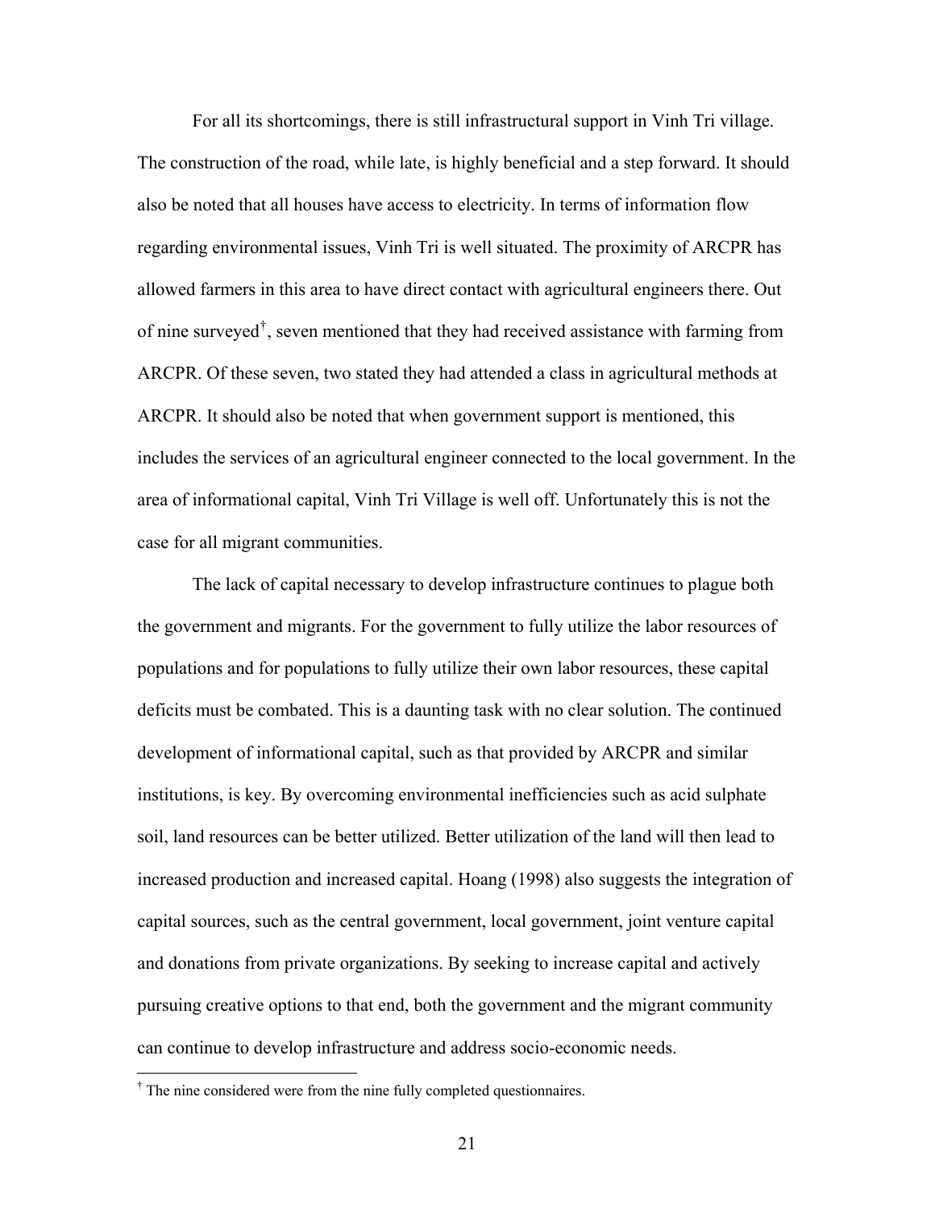For all its shortcomings, there is still infrastructural support in Vinh Tri village. The construction of the road, while late, is highly beneficial and a step forward. It should also be noted that all houses have access to electricity. In terms of information flow regarding environmental issues, Vinh Tri is well situated. The proximity of ARCPR has allowed farmers in this area to have direct contact with agricultural engineers there. Out of nine surveyed[†], seven mentioned that they had received assistance with farming from ARCPR. Of these seven, two stated they had attended a class in agricultural methods at ARCPR. It should also be noted that when government support is mentioned, this includes the services of an agricultural engineer connected to the local government. In the area of informational capital, Vinh Tri Village is well off. Unfortunately this is not the case for all migrant communities.

The lack of capital necessary to develop infrastructure continues to plague both the government and migrants. For the government to fully utilize the labor resources of populations and for populations to fully utilize their own labor resources, these capital deficits must be combated. This is a daunting task with no clear solution. The continued development of informational capital, such as that provided by ARCPR and similar institutions, is key. By overcoming environmental inefficiencies such as acid sulphate soil, land resources can be better utilized. Better utilization of the land will then lead to increased production and increased capital. Hoang (1998) also suggests the integration of capital sources, such as the central government, local government, joint venture capital and donations from private organizations. By seeking to increase capital and actively pursuing creative options to that end, both the government and the migrant community can continue to develop infrastructure and address socio-economic needs.

[†] The nine considered were from the nine fully completed questionnaires.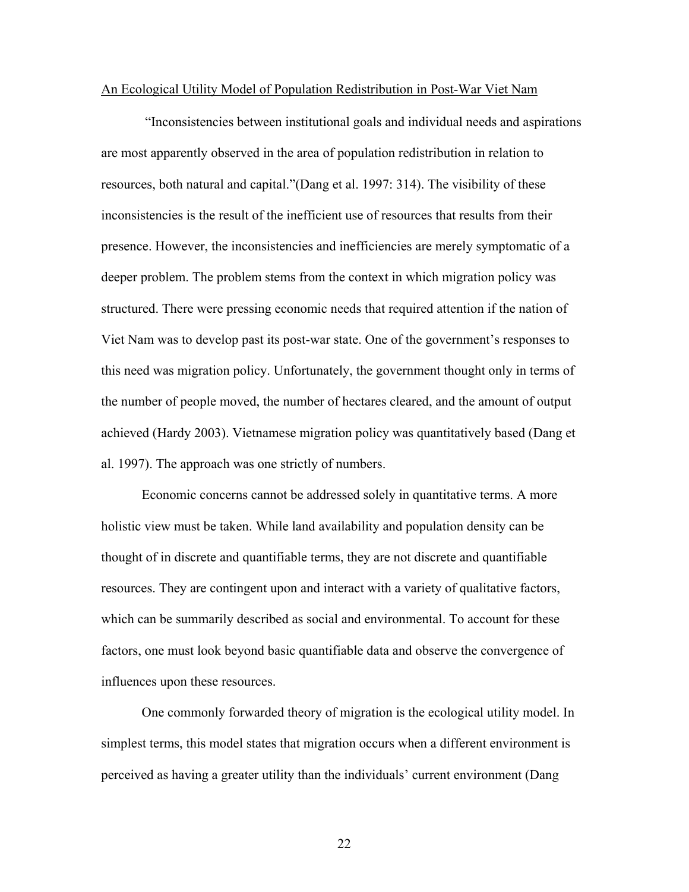## An Ecological Utility Model of Population Redistribution in Post-War Viet Nam

"Inconsistencies between institutional goals and individual needs and aspirations are most apparently observed in the area of population redistribution in relation to resources, both natural and capital."(Dang et al. 1997: 314). The visibility of these inconsistencies is the result of the inefficient use of resources that results from their presence. However, the inconsistencies and inefficiencies are merely symptomatic of a deeper problem. The problem stems from the context in which migration policy was structured. There were pressing economic needs that required attention if the nation of Viet Nam was to develop past its post-war state. One of the government's responses to this need was migration policy. Unfortunately, the government thought only in terms of the number of people moved, the number of hectares cleared, and the amount of output achieved (Hardy 2003). Vietnamese migration policy was quantitatively based (Dang et al. 1997). The approach was one strictly of numbers.

Economic concerns cannot be addressed solely in quantitative terms. A more holistic view must be taken. While land availability and population density can be thought of in discrete and quantifiable terms, they are not discrete and quantifiable resources. They are contingent upon and interact with a variety of qualitative factors, which can be summarily described as social and environmental. To account for these factors, one must look beyond basic quantifiable data and observe the convergence of influences upon these resources.

One commonly forwarded theory of migration is the ecological utility model. In simplest terms, this model states that migration occurs when a different environment is perceived as having a greater utility than the individuals' current environment (Dang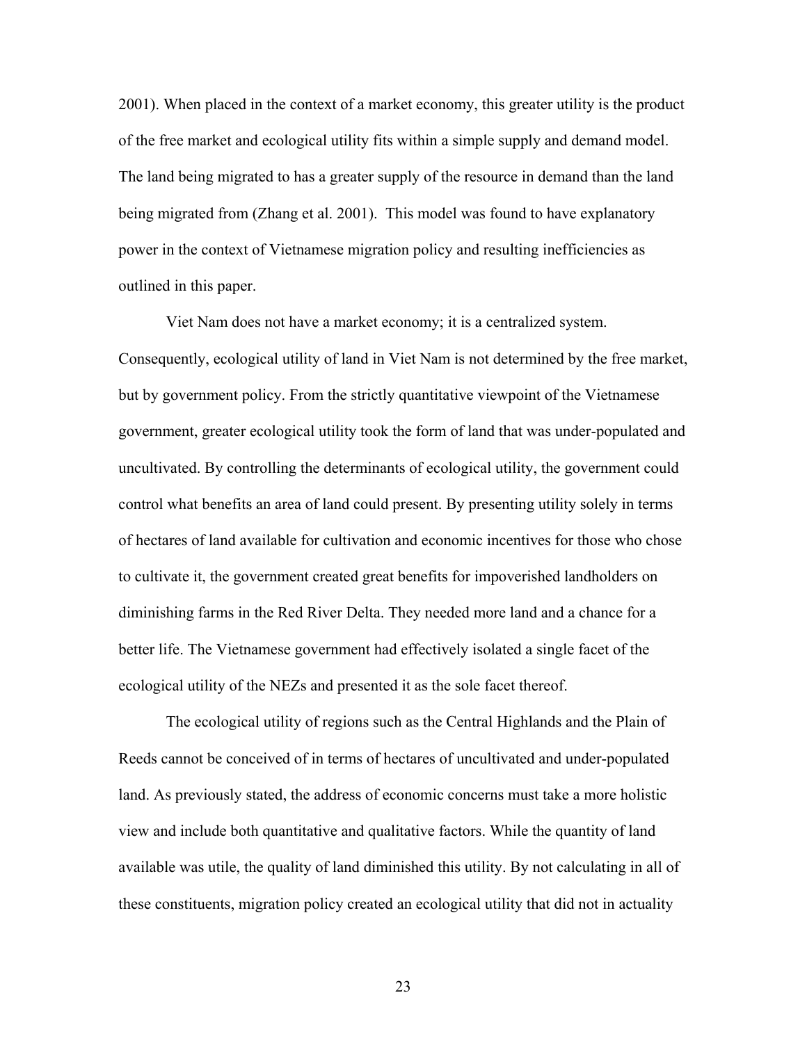2001). When placed in the context of a market economy, this greater utility is the product of the free market and ecological utility fits within a simple supply and demand model. The land being migrated to has a greater supply of the resource in demand than the land being migrated from (Zhang et al. 2001). This model was found to have explanatory power in the context of Vietnamese migration policy and resulting inefficiencies as outlined in this paper.

Viet Nam does not have a market economy; it is a centralized system. Consequently, ecological utility of land in Viet Nam is not determined by the free market, but by government policy. From the strictly quantitative viewpoint of the Vietnamese government, greater ecological utility took the form of land that was under-populated and uncultivated. By controlling the determinants of ecological utility, the government could control what benefits an area of land could present. By presenting utility solely in terms of hectares of land available for cultivation and economic incentives for those who chose to cultivate it, the government created great benefits for impoverished landholders on diminishing farms in the Red River Delta. They needed more land and a chance for a better life. The Vietnamese government had effectively isolated a single facet of the ecological utility of the NEZs and presented it as the sole facet thereof.

The ecological utility of regions such as the Central Highlands and the Plain of Reeds cannot be conceived of in terms of hectares of uncultivated and under-populated land. As previously stated, the address of economic concerns must take a more holistic view and include both quantitative and qualitative factors. While the quantity of land available was utile, the quality of land diminished this utility. By not calculating in all of these constituents, migration policy created an ecological utility that did not in actuality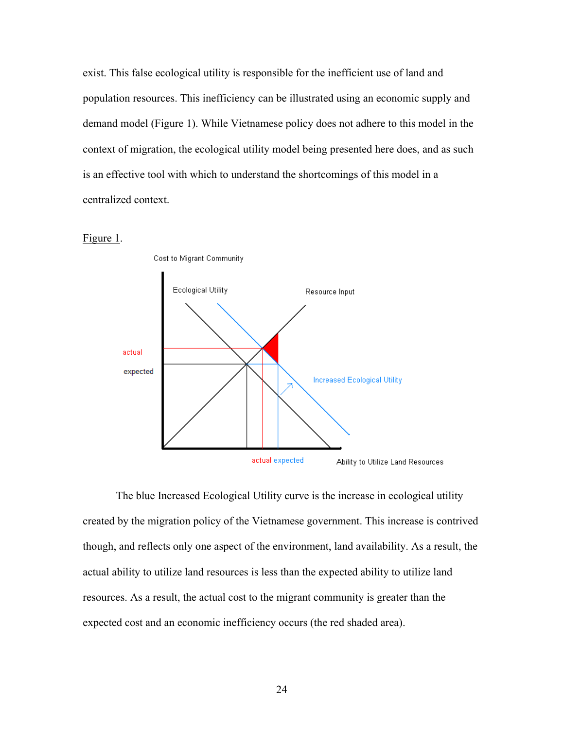exist. This false ecological utility is responsible for the inefficient use of land and population resources. This inefficiency can be illustrated using an economic supply and demand model (Figure 1). While Vietnamese policy does not adhere to this model in the context of migration, the ecological utility model being presented here does, and as such is an effective tool with which to understand the shortcomings of this model in a centralized context.

Figure 1.

Cost to Migrant Community

Ecological Utility

Resource Input

actual

expected

Increased Ecological Utility

actual expected

Ability to Utilize Land Resources

The blue Increased Ecological Utility curve is the increase in ecological utility created by the migration policy of the Vietnamese government. This increase is contrived though, and reflects only one aspect of the environment, land availability. As a result, the actual ability to utilize land resources is less than the expected ability to utilize land resources. As a result, the actual cost to the migrant community is greater than the expected cost and an economic inefficiency occurs (the red shaded area).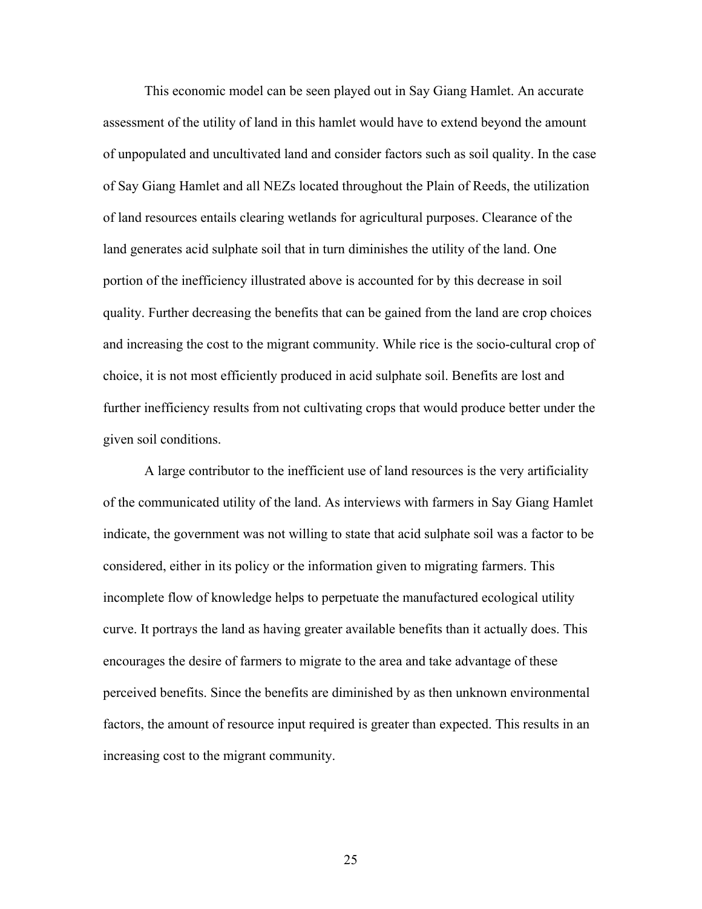This economic model can be seen played out in Say Giang Hamlet. An accurate assessment of the utility of land in this hamlet would have to extend beyond the amount of unpopulated and uncultivated land and consider factors such as soil quality. In the case of Say Giang Hamlet and all NEZs located throughout the Plain of Reeds, the utilization of land resources entails clearing wetlands for agricultural purposes. Clearance of the land generates acid sulphate soil that in turn diminishes the utility of the land. One portion of the inefficiency illustrated above is accounted for by this decrease in soil quality. Further decreasing the benefits that can be gained from the land are crop choices and increasing the cost to the migrant community. While rice is the socio-cultural crop of choice, it is not most efficiently produced in acid sulphate soil. Benefits are lost and further inefficiency results from not cultivating crops that would produce better under the given soil conditions.

A large contributor to the inefficient use of land resources is the very artificiality of the communicated utility of the land. As interviews with farmers in Say Giang Hamlet indicate, the government was not willing to state that acid sulphate soil was a factor to be considered, either in its policy or the information given to migrating farmers. This incomplete flow of knowledge helps to perpetuate the manufactured ecological utility curve. It portrays the land as having greater available benefits than it actually does. This encourages the desire of farmers to migrate to the area and take advantage of these perceived benefits. Since the benefits are diminished by as then unknown environmental factors, the amount of resource input required is greater than expected. This results in an increasing cost to the migrant community.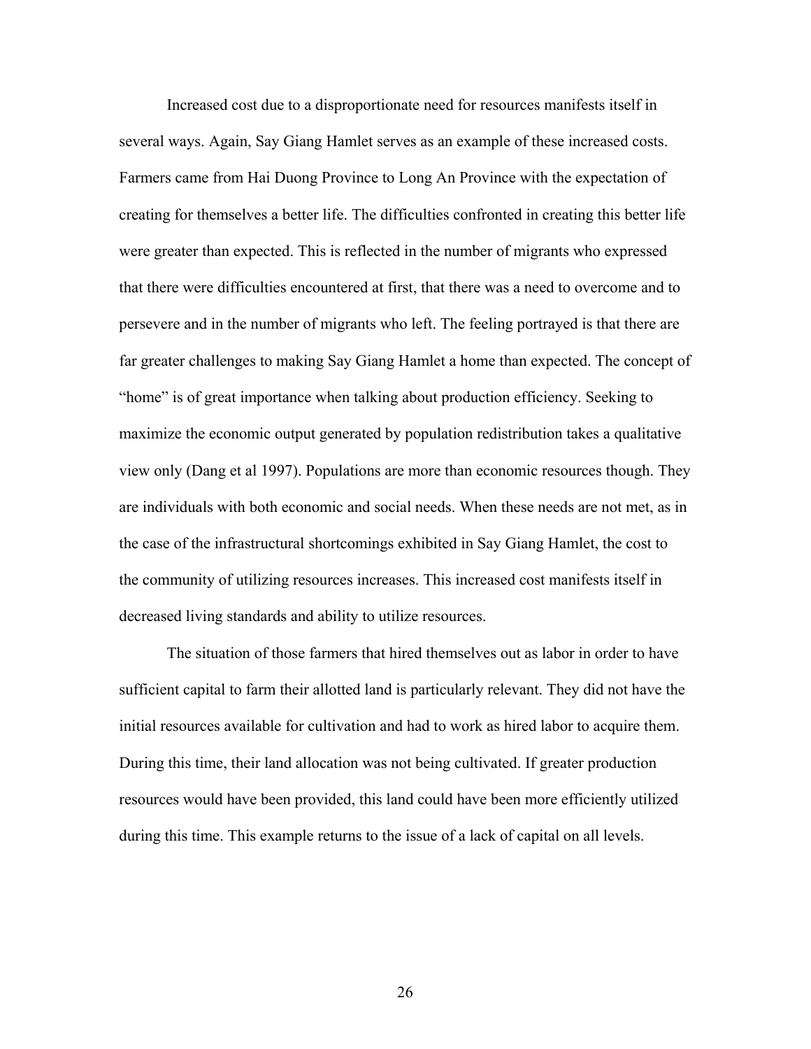Increased cost due to a disproportionate need for resources manifests itself in several ways. Again, Say Giang Hamlet serves as an example of these increased costs. Farmers came from Hai Duong Province to Long An Province with the expectation of creating for themselves a better life. The difficulties confronted in creating this better life were greater than expected. This is reflected in the number of migrants who expressed that there were difficulties encountered at first, that there was a need to overcome and to persevere and in the number of migrants who left. The feeling portrayed is that there are far greater challenges to making Say Giang Hamlet a home than expected. The concept of "home" is of great importance when talking about production efficiency. Seeking to maximize the economic output generated by population redistribution takes a qualitative view only (Dang et al 1997). Populations are more than economic resources though. They are individuals with both economic and social needs. When these needs are not met, as in the case of the infrastructural shortcomings exhibited in Say Giang Hamlet, the cost to the community of utilizing resources increases. This increased cost manifests itself in decreased living standards and ability to utilize resources.

The situation of those farmers that hired themselves out as labor in order to have sufficient capital to farm their allotted land is particularly relevant. They did not have the initial resources available for cultivation and had to work as hired labor to acquire them. During this time, their land allocation was not being cultivated. If greater production resources would have been provided, this land could have been more efficiently utilized during this time. This example returns to the issue of a lack of capital on all levels.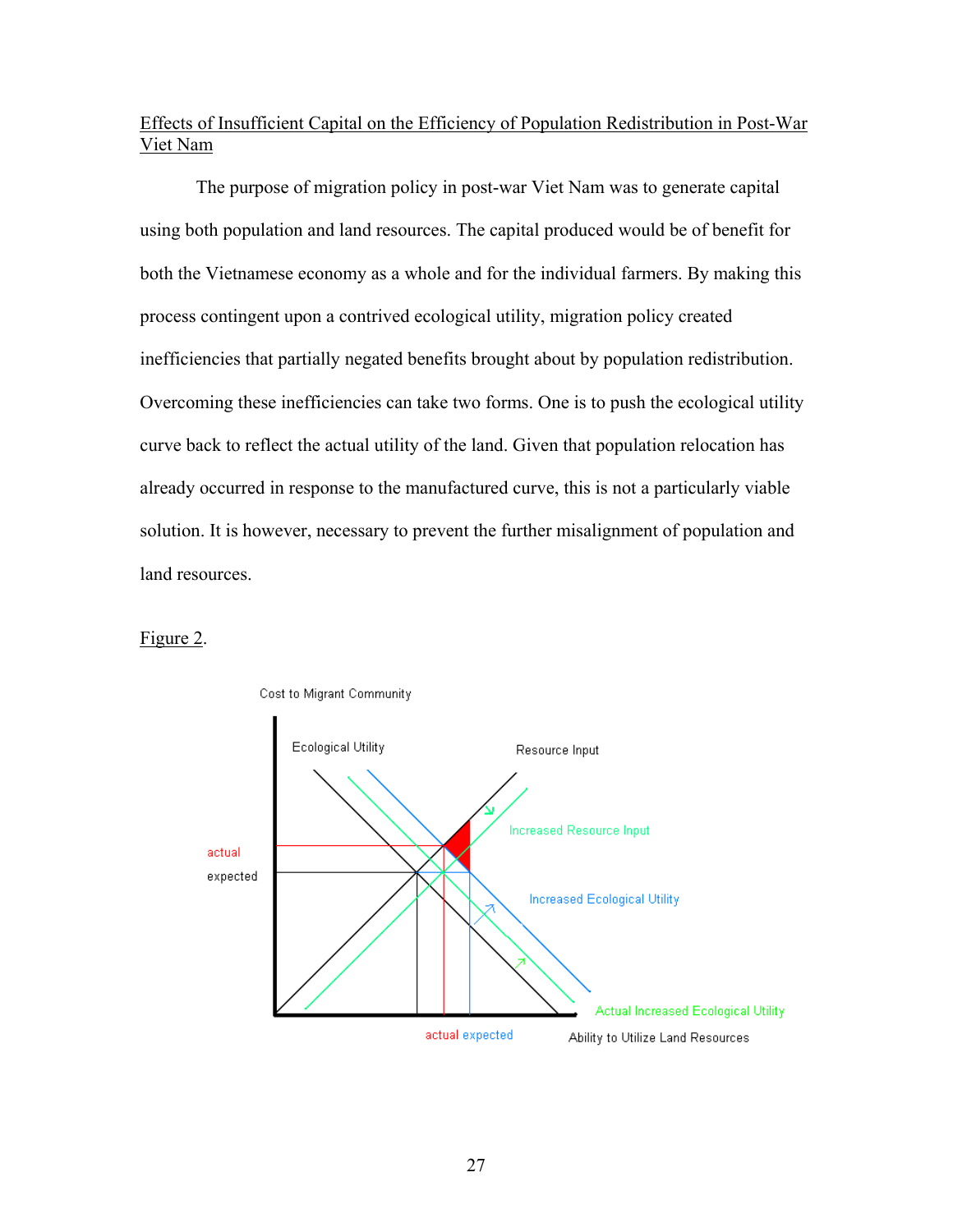Effects of Insufficient Capital on the Efficiency of Population Redistribution in Post-War Viet Nam

The purpose of migration policy in post-war Viet Nam was to generate capital using both population and land resources. The capital produced would be of benefit for both the Vietnamese economy as a whole and for the individual farmers. By making this process contingent upon a contrived ecological utility, migration policy created inefficiencies that partially negated benefits brought about by population redistribution. Overcoming these inefficiencies can take two forms. One is to push the ecological utility curve back to reflect the actual utility of the land. Given that population relocation has already occurred in response to the manufactured curve, this is not a particularly viable solution. It is however, necessary to prevent the further misalignment of population and land resources.

Figure 2.

Cost to Migrant Community

Ecological Utility

Resource Input

Increased Resource Input

actual

expected

Increased Ecological Utility

Actual Increased Ecological Utility

actual expected

Ability to Utilize Land Resources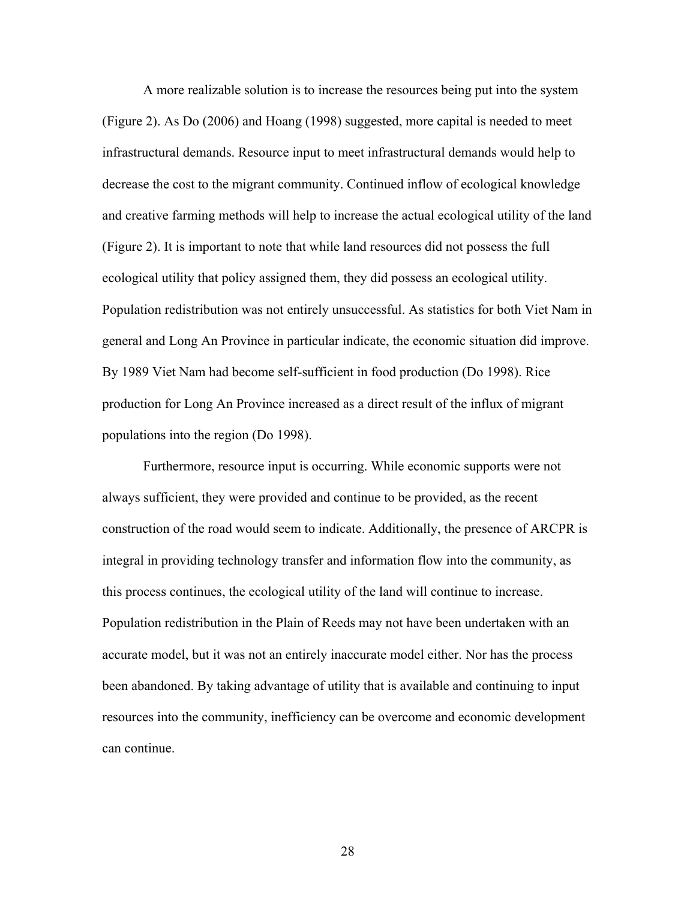A more realizable solution is to increase the resources being put into the system (Figure 2). As Do (2006) and Hoang (1998) suggested, more capital is needed to meet infrastructural demands. Resource input to meet infrastructural demands would help to decrease the cost to the migrant community. Continued inflow of ecological knowledge and creative farming methods will help to increase the actual ecological utility of the land (Figure 2). It is important to note that while land resources did not possess the full ecological utility that policy assigned them, they did possess an ecological utility. Population redistribution was not entirely unsuccessful. As statistics for both Viet Nam in general and Long An Province in particular indicate, the economic situation did improve. By 1989 Viet Nam had become self-sufficient in food production (Do 1998). Rice production for Long An Province increased as a direct result of the influx of migrant populations into the region (Do 1998).

Furthermore, resource input is occurring. While economic supports were not always sufficient, they were provided and continue to be provided, as the recent construction of the road would seem to indicate. Additionally, the presence of ARCPR is integral in providing technology transfer and information flow into the community, as this process continues, the ecological utility of the land will continue to increase. Population redistribution in the Plain of Reeds may not have been undertaken with an accurate model, but it was not an entirely inaccurate model either. Nor has the process been abandoned. By taking advantage of utility that is available and continuing to input resources into the community, inefficiency can be overcome and economic development can continue.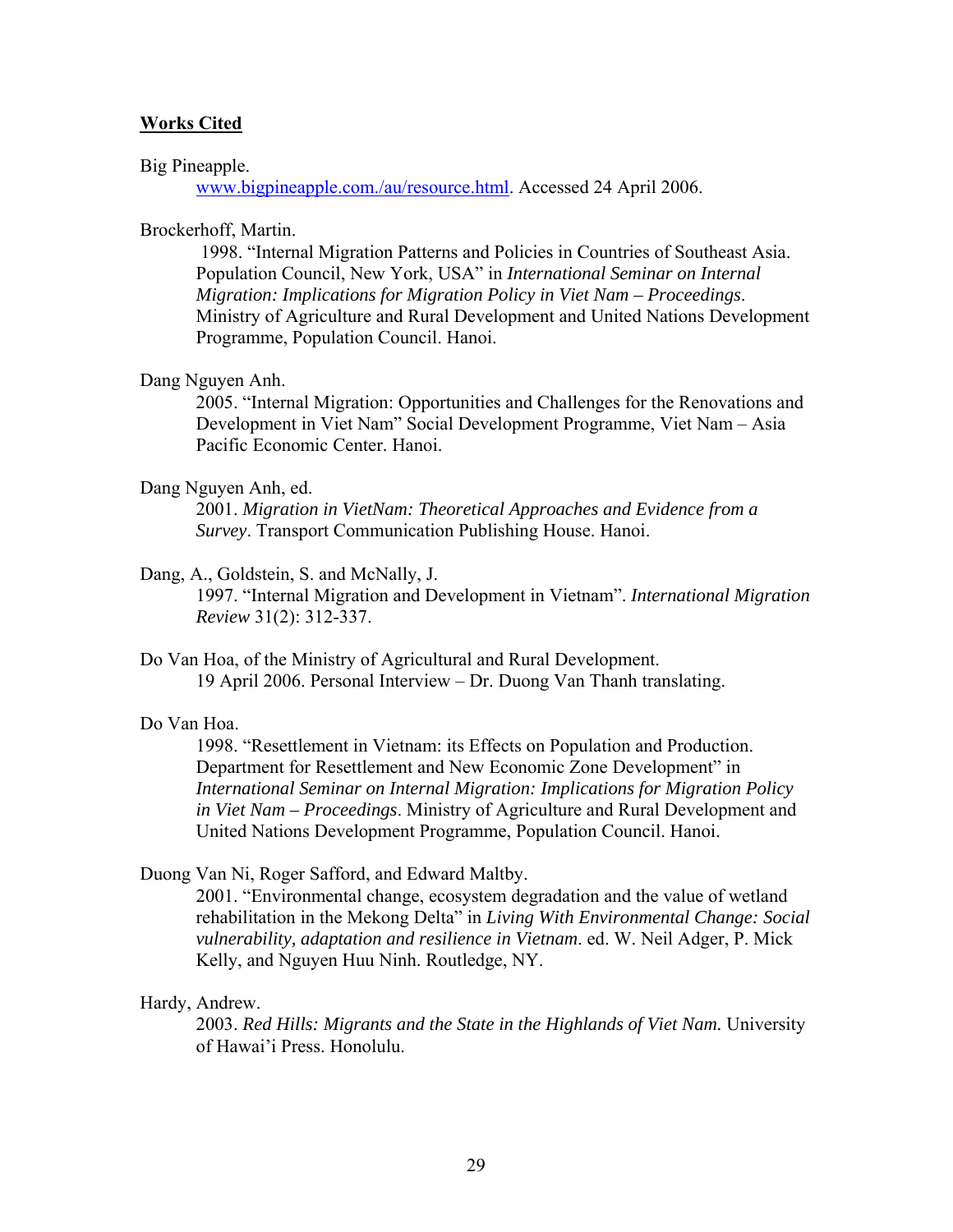**Works Cited**

Big Pineapple.

www.bigpineapple.com./au/resource.html. Accessed 24 April 2006.

Brockerhoff, Martin.

1998. "Internal Migration Patterns and Policies in Countries of Southeast Asia. Population Council, New York, USA" in *International Seminar on Internal Migration: Implications for Migration Policy in Viet Nam – Proceedings*. Ministry of Agriculture and Rural Development and United Nations Development Programme, Population Council. Hanoi.

Dang Nguyen Anh.

2005. "Internal Migration: Opportunities and Challenges for the Renovations and Development in Viet Nam" Social Development Programme, Viet Nam – Asia Pacific Economic Center. Hanoi.

Dang Nguyen Anh, ed.

2001. *Migration in VietNam: Theoretical Approaches and Evidence from a Survey*. Transport Communication Publishing House. Hanoi.

Dang, A., Goldstein, S. and McNally, J.

1997. "Internal Migration and Development in Vietnam". *International Migration Review* 31(2): 312-337.

Do Van Hoa, of the Ministry of Agricultural and Rural Development.

19 April 2006. Personal Interview – Dr. Duong Van Thanh translating.

Do Van Hoa.

1998. "Resettlement in Vietnam: its Effects on Population and Production. Department for Resettlement and New Economic Zone Development" in *International Seminar on Internal Migration: Implications for Migration Policy in Viet Nam – Proceedings*. Ministry of Agriculture and Rural Development and United Nations Development Programme, Population Council. Hanoi.

Duong Van Ni, Roger Safford, and Edward Maltby.

2001. "Environmental change, ecosystem degradation and the value of wetland rehabilitation in the Mekong Delta" in *Living With Environmental Change: Social vulnerability, adaptation and resilience in Vietnam*. ed. W. Neil Adger, P. Mick Kelly, and Nguyen Huu Ninh. Routledge, NY.

Hardy, Andrew.

2003. *Red Hills: Migrants and the State in the Highlands of Viet Nam.* University of Hawai'i Press. Honolulu.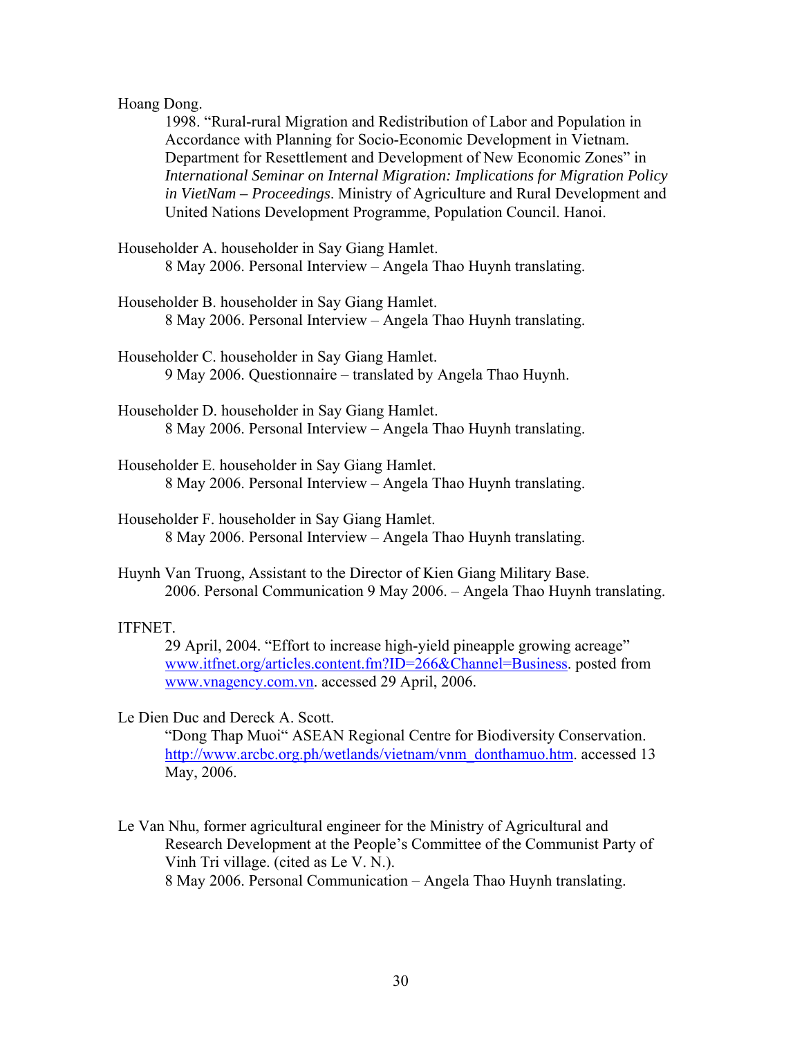Hoang Dong.

1998. "Rural-rural Migration and Redistribution of Labor and Population in Accordance with Planning for Socio-Economic Development in Vietnam. Department for Resettlement and Development of New Economic Zones" in *International Seminar on Internal Migration: Implications for Migration Policy in VietNam – Proceedings*. Ministry of Agriculture and Rural Development and United Nations Development Programme, Population Council. Hanoi.

Householder A. householder in Say Giang Hamlet.

8 May 2006. Personal Interview – Angela Thao Huynh translating.

Householder B. householder in Say Giang Hamlet.

8 May 2006. Personal Interview – Angela Thao Huynh translating.

Householder C. householder in Say Giang Hamlet.

9 May 2006. Questionnaire – translated by Angela Thao Huynh.

Householder D. householder in Say Giang Hamlet.

8 May 2006. Personal Interview – Angela Thao Huynh translating.

Householder E. householder in Say Giang Hamlet.

8 May 2006. Personal Interview – Angela Thao Huynh translating.

Householder F. householder in Say Giang Hamlet.

8 May 2006. Personal Interview – Angela Thao Huynh translating.

Huynh Van Truong, Assistant to the Director of Kien Giang Military Base.

2006. Personal Communication 9 May 2006. – Angela Thao Huynh translating.

ITFNET.

29 April, 2004. "Effort to increase high-yield pineapple growing acreage" www.itfnet.org/articles.content.fm?ID=266&Channel=Business. posted from www.vnagency.com.vn. accessed 29 April, 2006.

Le Dien Duc and Dereck A. Scott.

"Dong Thap Muoi" ASEAN Regional Centre for Biodiversity Conservation. http://www.arcbc.org.ph/wetlands/vietnam/vnm_donthamuo.htm. accessed 13 May, 2006.

Le Van Nhu, former agricultural engineer for the Ministry of Agricultural and Research Development at the People's Committee of the Communist Party of Vinh Tri village. (cited as Le V. N.).

8 May 2006. Personal Communication – Angela Thao Huynh translating.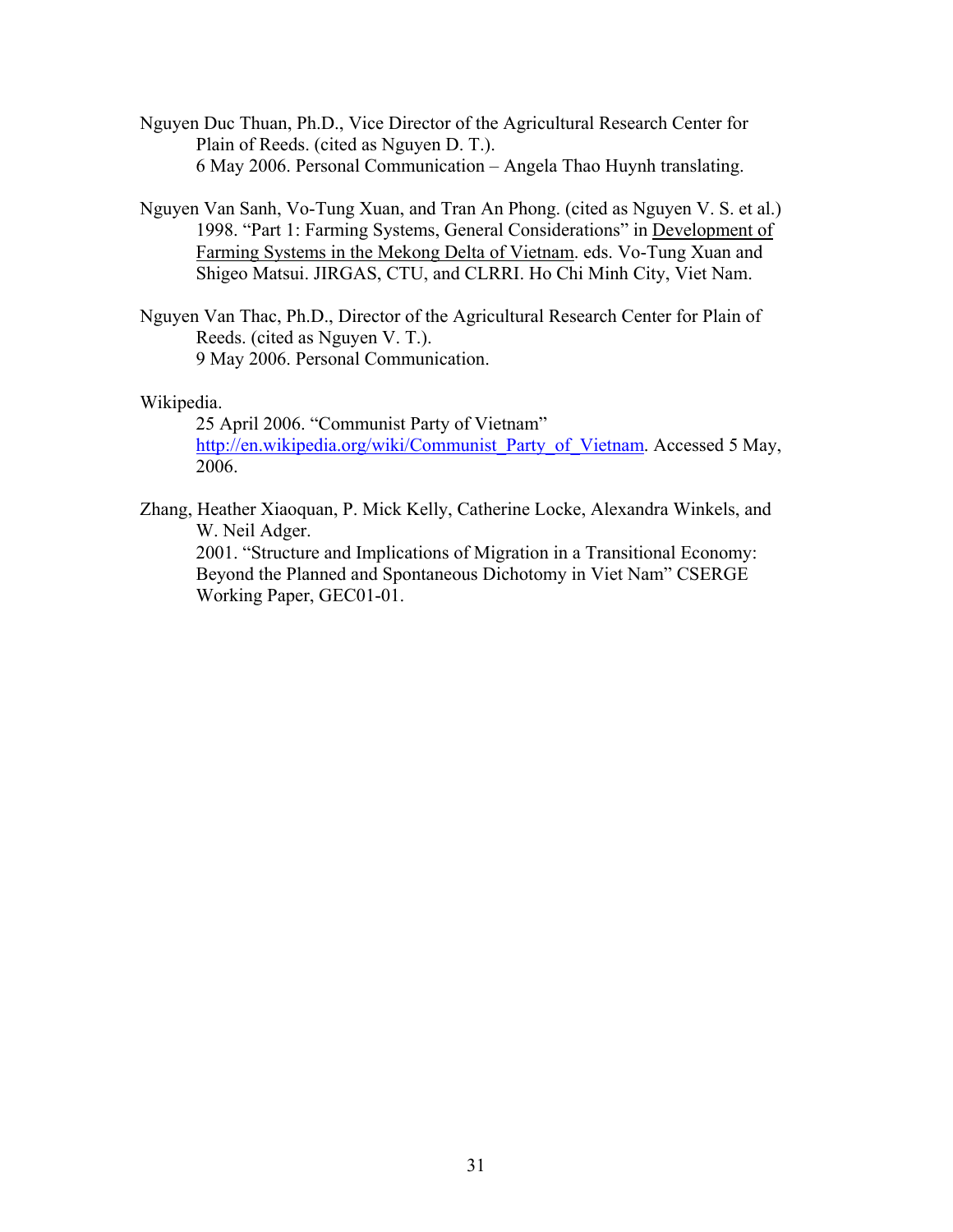Nguyen Duc Thuan, Ph.D., Vice Director of the Agricultural Research Center for Plain of Reeds. (cited as Nguyen D. T.).
6 May 2006. Personal Communication – Angela Thao Huynh translating.

Nguyen Van Sanh, Vo-Tung Xuan, and Tran An Phong. (cited as Nguyen V. S. et al.)
1998. "Part 1: Farming Systems, General Considerations" in Development of Farming Systems in the Mekong Delta of Vietnam. eds. Vo-Tung Xuan and Shigeo Matsui. JIRGAS, CTU, and CLRRI. Ho Chi Minh City, Viet Nam.

Nguyen Van Thac, Ph.D., Director of the Agricultural Research Center for Plain of Reeds. (cited as Nguyen V. T.).
9 May 2006. Personal Communication.

Wikipedia.
25 April 2006. "Communist Party of Vietnam" http://en.wikipedia.org/wiki/Communist_Party_of_Vietnam. Accessed 5 May, 2006.

Zhang, Heather Xiaoquan, P. Mick Kelly, Catherine Locke, Alexandra Winkels, and W. Neil Adger.
2001. "Structure and Implications of Migration in a Transitional Economy: Beyond the Planned and Spontaneous Dichotomy in Viet Nam" CSERGE Working Paper, GEC01-01.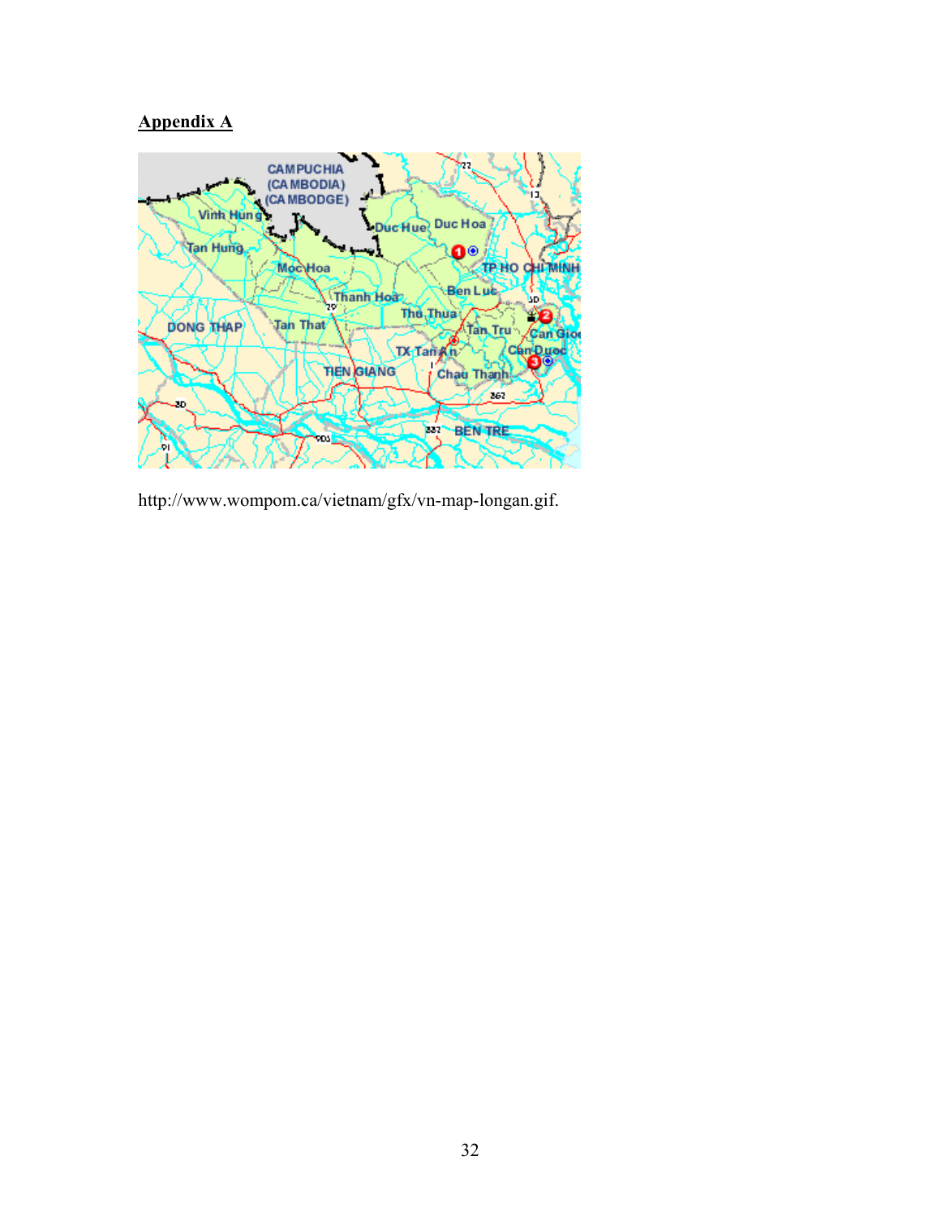**Appendix A**

http://www.wompom.ca/vietnam/gfx/vn-map-longan.gif.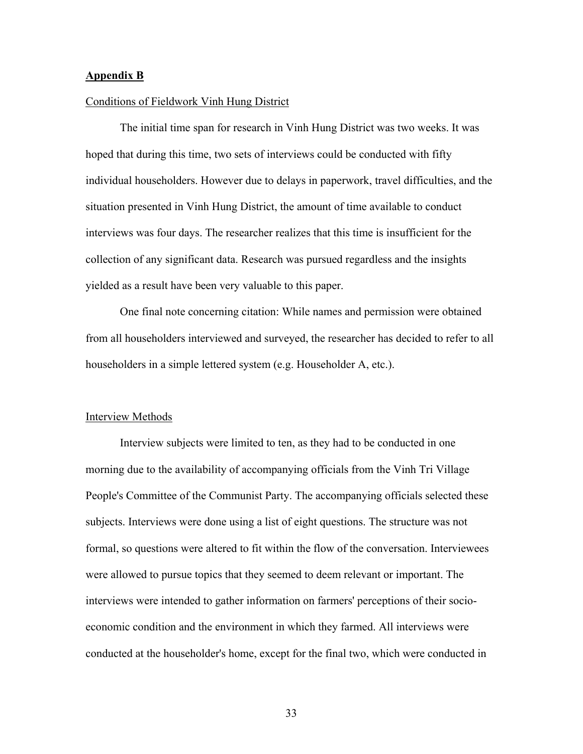**Appendix B**

Conditions of Fieldwork Vinh Hung District

The initial time span for research in Vinh Hung District was two weeks. It was hoped that during this time, two sets of interviews could be conducted with fifty individual householders. However due to delays in paperwork, travel difficulties, and the situation presented in Vinh Hung District, the amount of time available to conduct interviews was four days. The researcher realizes that this time is insufficient for the collection of any significant data. Research was pursued regardless and the insights yielded as a result have been very valuable to this paper.

One final note concerning citation: While names and permission were obtained from all householders interviewed and surveyed, the researcher has decided to refer to all householders in a simple lettered system (e.g. Householder A, etc.).

Interview Methods

Interview subjects were limited to ten, as they had to be conducted in one morning due to the availability of accompanying officials from the Vinh Tri Village People's Committee of the Communist Party. The accompanying officials selected these subjects. Interviews were done using a list of eight questions. The structure was not formal, so questions were altered to fit within the flow of the conversation. Interviewees were allowed to pursue topics that they seemed to deem relevant or important. The interviews were intended to gather information on farmers' perceptions of their socio-economic condition and the environment in which they farmed. All interviews were conducted at the householder's home, except for the final two, which were conducted in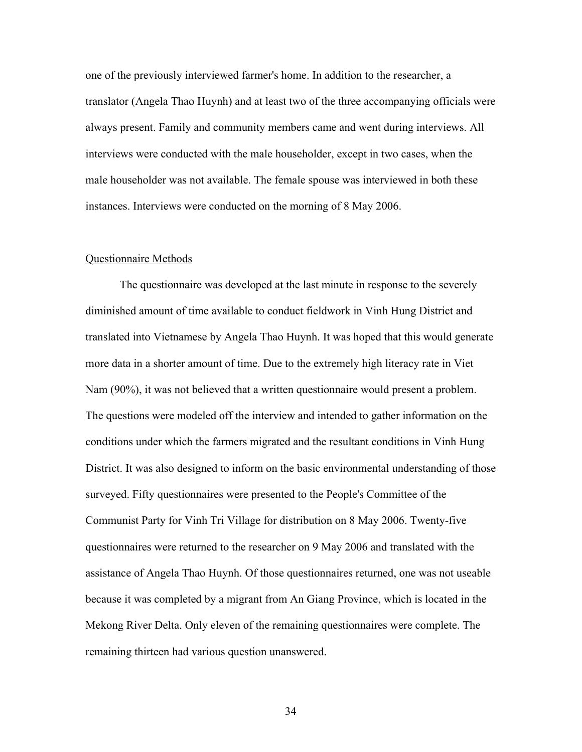one of the previously interviewed farmer's home. In addition to the researcher, a translator (Angela Thao Huynh) and at least two of the three accompanying officials were always present. Family and community members came and went during interviews. All interviews were conducted with the male householder, except in two cases, when the male householder was not available. The female spouse was interviewed in both these instances. Interviews were conducted on the morning of 8 May 2006.

<u>Questionnaire Methods</u>

The questionnaire was developed at the last minute in response to the severely diminished amount of time available to conduct fieldwork in Vinh Hung District and translated into Vietnamese by Angela Thao Huynh. It was hoped that this would generate more data in a shorter amount of time. Due to the extremely high literacy rate in Viet Nam (90%), it was not believed that a written questionnaire would present a problem. The questions were modeled off the interview and intended to gather information on the conditions under which the farmers migrated and the resultant conditions in Vinh Hung District. It was also designed to inform on the basic environmental understanding of those surveyed. Fifty questionnaires were presented to the People's Committee of the Communist Party for Vinh Tri Village for distribution on 8 May 2006. Twenty-five questionnaires were returned to the researcher on 9 May 2006 and translated with the assistance of Angela Thao Huynh. Of those questionnaires returned, one was not useable because it was completed by a migrant from An Giang Province, which is located in the Mekong River Delta. Only eleven of the remaining questionnaires were complete. The remaining thirteen had various question unanswered.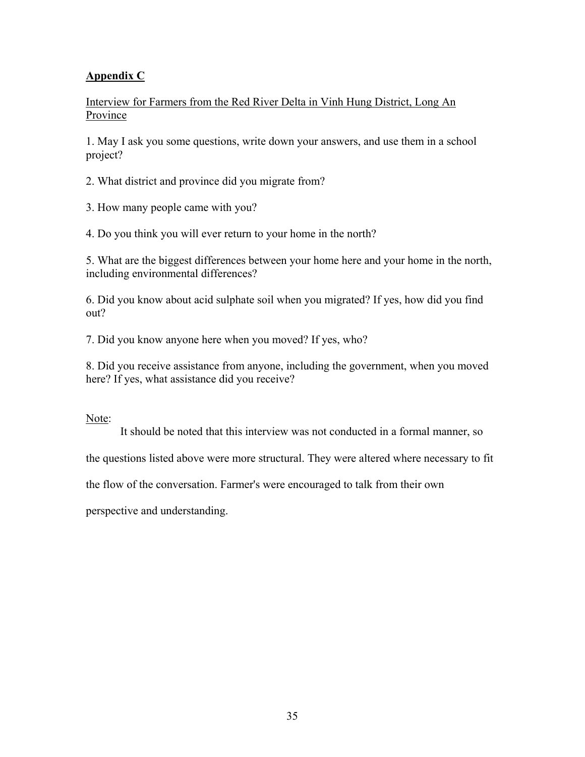## Appendix C

Interview for Farmers from the Red River Delta in Vinh Hung District, Long An Province

1. May I ask you some questions, write down your answers, and use them in a school project?

2. What district and province did you migrate from?

3. How many people came with you?

4. Do you think you will ever return to your home in the north?

5. What are the biggest differences between your home here and your home in the north, including environmental differences?

6. Did you know about acid sulphate soil when you migrated? If yes, how did you find out?

7. Did you know anyone here when you moved? If yes, who?

8. Did you receive assistance from anyone, including the government, when you moved here? If yes, what assistance did you receive?

Note:

It should be noted that this interview was not conducted in a formal manner, so the questions listed above were more structural. They were altered where necessary to fit the flow of the conversation. Farmer's were encouraged to talk from their own perspective and understanding.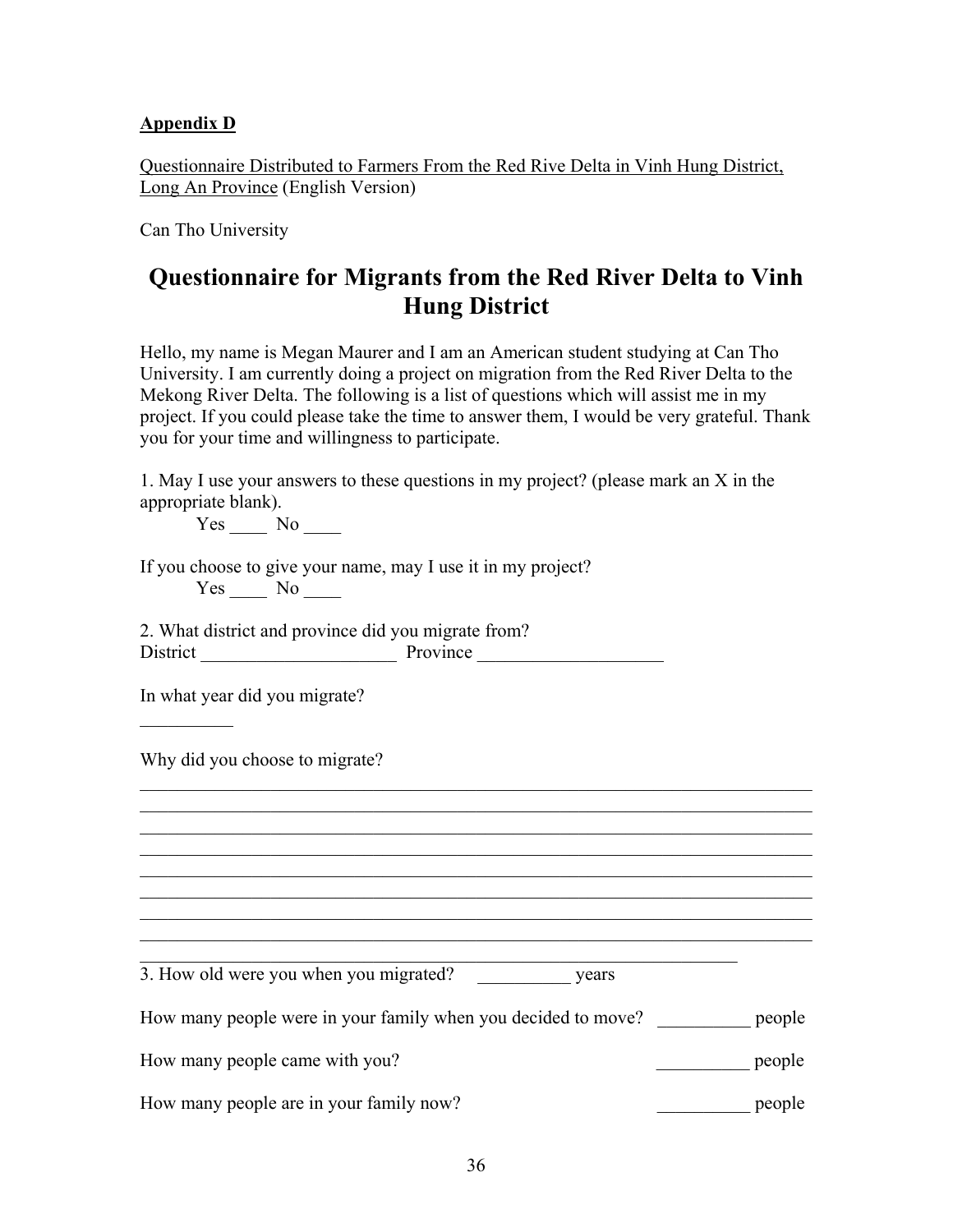**<u>Appendix D</u>**

<u>Questionnaire Distributed to Farmers From the Red Rive Delta in Vinh Hung District, Long An Province</u> (English Version)

Can Tho University

# Questionnaire for Migrants from the Red River Delta to Vinh Hung District

Hello, my name is Megan Maurer and I am an American student studying at Can Tho University. I am currently doing a project on migration from the Red River Delta to the Mekong River Delta. The following is a list of questions which will assist me in my project. If you could please take the time to answer them, I would be very grateful. Thank you for your time and willingness to participate.

1. May I use your answers to these questions in my project? (please mark an X in the appropriate blank).

    Yes ____ No ____

If you choose to give your name, may I use it in my project?

    Yes ____ No ____

2. What district and province did you migrate from?

District ____________________ Province ___________________

In what year did you migrate?

__________

Why did you choose to migrate?

___________________________________________________________________________
___________________________________________________________________________
___________________________________________________________________________
___________________________________________________________________________
___________________________________________________________________________
___________________________________________________________________________
___________________________________________________________________________
___________________________________________________________________________
_________________________________________________________________

3. How old were you when you migrated? __________ years

How many people were in your family when you decided to move? __________ people

How many people came with you? __________ people

How many people are in your family now? __________ people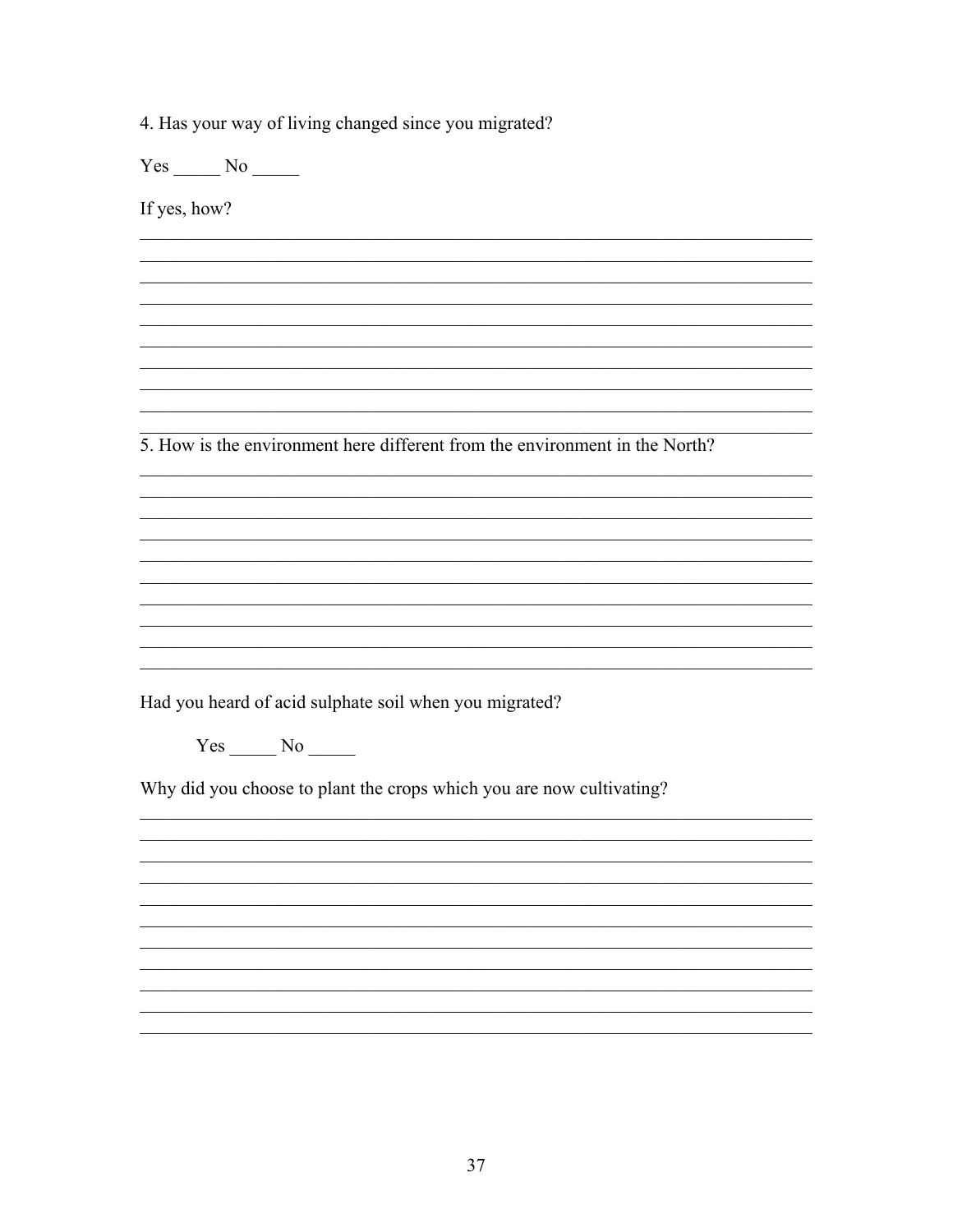4. Has your way of living changed since you migrated?

Yes _____ No _____

If yes, how?

5. How is the environment here different from the environment in the North?

Had you heard of acid sulphate soil when you migrated?

Yes _____ No _____

Why did you choose to plant the crops which you are now cultivating?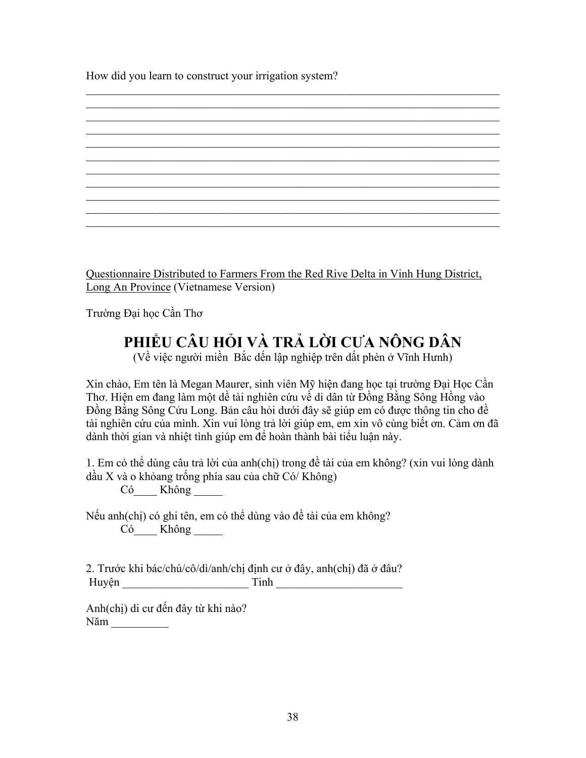How did you learn to construct your irrigation system?

___________________________________________________________________________
___________________________________________________________________________
___________________________________________________________________________
___________________________________________________________________________
___________________________________________________________________________
___________________________________________________________________________
___________________________________________________________________________
___________________________________________________________________________
___________________________________________________________________________
___________________________________________________________________________
___________________________________________________________________________

<u>Questionnaire Distributed to Farmers From the Red Rive Delta in Vinh Hung District, Long An Province</u> (Vietnamese Version)

Trường Đại học Cần Thơ

# PHIỂU CÂU HỎI VÀ TRẢ LỜI CƯA NÔNG DÂN

(Về việc người miền  Bắc đến lập nghiệp trên đất phèn ở Vĩnh Hưnh)

Xin chào, Em tên là Megan Maurer, sinh viên Mỹ hiện đang học tại trường Đại Học Cần Thơ. Hiện em đang làm một đề tài nghiên cứu về di dân từ Đồng Bằng Sông Hồng vào Đồng Bằng Sông Cửu Long. Bản câu hỏi dưới đây sẽ giúp em có được thông tin cho đề tài nghiên cứu của mình. Xin vui lòng trả lời giúp em, em xin vô cùng biết ơn. Cảm ơn đã dành thời gian và nhiệt tình giúp em để hoàn thành bài tiểu luận này.

1. Em có thể dùng câu trả lời của anh(chị) trong đề tài của em không? (xin vui lòng dành dầu X và o khỏang trống phía sau của chữ Có/ Không)

    Có____ Không _____

Nếu anh(chị) có ghi tên, em có thể dùng vào đề tài của em không?

    Có____ Không _____

2. Trước khi bác/chú/cô/dì/anh/chị định cư ở đây, anh(chị) đã ở đâu?
 Huyện ______________________ Tỉnh ______________________

Anh(chị) di cư đến đây từ khi nào?
Năm __________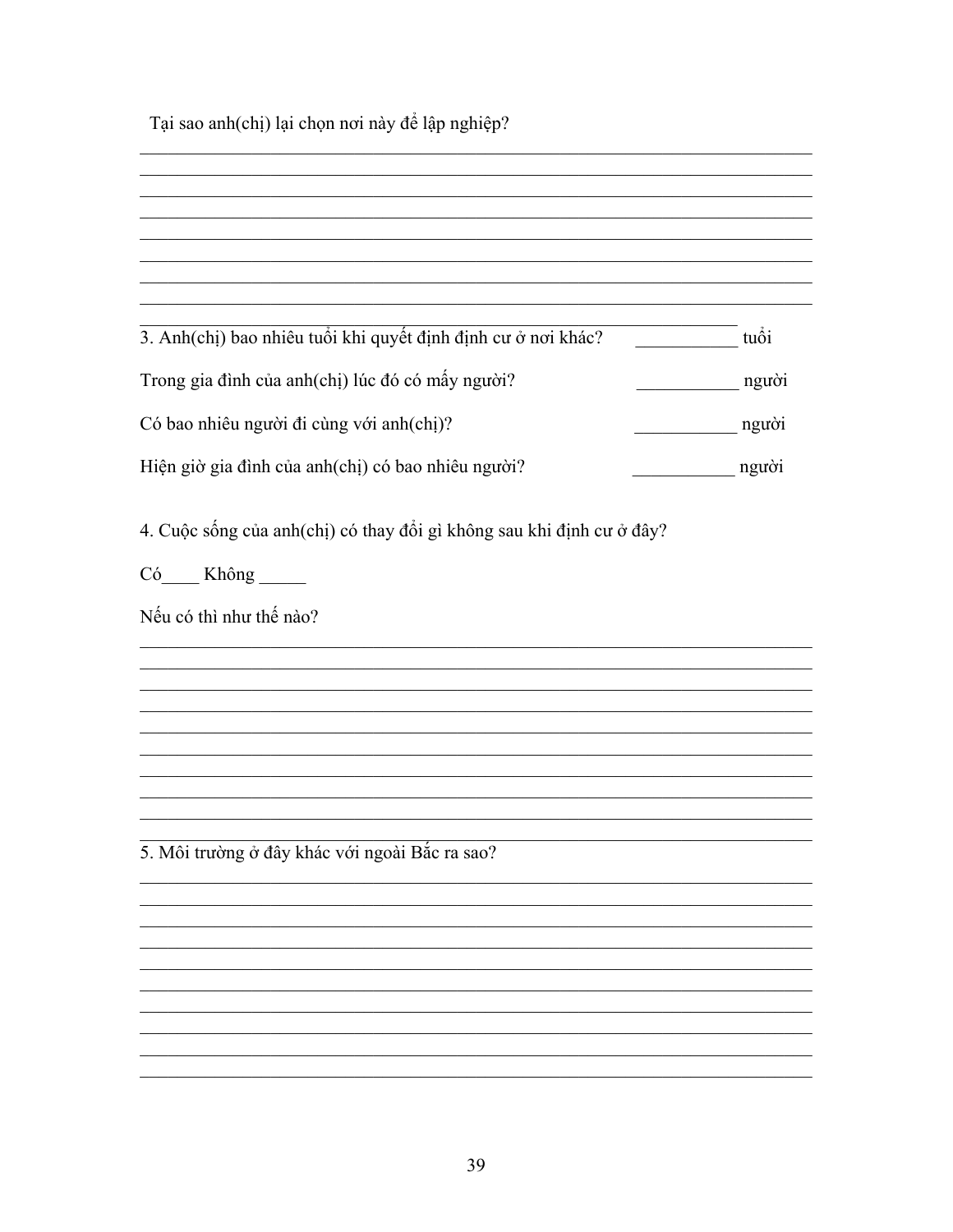Tại sao anh(chị) lại chọn nơi này để lập nghiệp?

\_\_\_\_\_\_\_\_\_\_\_\_\_\_\_\_\_\_\_\_\_\_\_\_\_\_\_\_\_\_\_\_\_\_\_\_\_\_\_\_\_\_\_\_\_\_\_\_\_\_\_\_\_\_\_\_\_\_\_\_\_\_\_\_\_\_\_\_\_\_\_\_

\_\_\_\_\_\_\_\_\_\_\_\_\_\_\_\_\_\_\_\_\_\_\_\_\_\_\_\_\_\_\_\_\_\_\_\_\_\_\_\_\_\_\_\_\_\_\_\_\_\_\_\_\_\_\_\_\_\_\_\_\_\_\_\_\_\_\_\_\_\_\_\_

\_\_\_\_\_\_\_\_\_\_\_\_\_\_\_\_\_\_\_\_\_\_\_\_\_\_\_\_\_\_\_\_\_\_\_\_\_\_\_\_\_\_\_\_\_\_\_\_\_\_\_\_\_\_\_\_\_\_\_\_\_\_\_\_\_\_\_\_\_\_\_\_

\_\_\_\_\_\_\_\_\_\_\_\_\_\_\_\_\_\_\_\_\_\_\_\_\_\_\_\_\_\_\_\_\_\_\_\_\_\_\_\_\_\_\_\_\_\_\_\_\_\_\_\_\_\_\_\_\_\_\_\_\_\_\_\_\_\_\_\_\_\_\_\_

\_\_\_\_\_\_\_\_\_\_\_\_\_\_\_\_\_\_\_\_\_\_\_\_\_\_\_\_\_\_\_\_\_\_\_\_\_\_\_\_\_\_\_\_\_\_\_\_\_\_\_\_\_\_\_\_\_\_\_\_\_\_\_\_\_\_\_\_\_\_\_\_

\_\_\_\_\_\_\_\_\_\_\_\_\_\_\_\_\_\_\_\_\_\_\_\_\_\_\_\_\_\_\_\_\_\_\_\_\_\_\_\_\_\_\_\_\_\_\_\_\_\_\_\_\_\_\_\_\_\_\_\_\_\_\_\_\_\_\_\_\_\_\_\_

\_\_\_\_\_\_\_\_\_\_\_\_\_\_\_\_\_\_\_\_\_\_\_\_\_\_\_\_\_\_\_\_\_\_\_\_\_\_\_\_\_\_\_\_\_\_\_\_\_\_\_\_\_\_\_\_\_\_\_\_\_\_\_\_\_\_\_\_\_\_\_\_

\_\_\_\_\_\_\_\_\_\_\_\_\_\_\_\_\_\_\_\_\_\_\_\_\_\_\_\_\_\_\_\_\_\_\_\_\_\_\_\_\_\_\_\_\_\_\_\_\_\_\_\_\_\_\_\_\_\_\_\_\_\_\_\_\_\_\_\_\_\_\_\_

\_\_\_\_\_\_\_\_\_\_\_\_\_\_\_\_\_\_\_\_\_\_\_\_\_\_\_\_\_\_\_\_\_\_\_\_\_\_\_\_\_\_\_\_\_\_\_\_\_\_\_\_\_\_\_\_\_\_\_\_\_\_\_\_\_\_\_\_

3. Anh(chị) bao nhiêu tuổi khi quyết định định cư ở nơi khác? \_\_\_\_\_\_\_\_\_\_\_ tuổi

Trong gia đình của anh(chị) lúc đó có mấy người? \_\_\_\_\_\_\_\_\_\_\_ người

Có bao nhiêu người đi cùng với anh(chị)? \_\_\_\_\_\_\_\_\_\_\_ người

Hiện giờ gia đình của anh(chị) có bao nhiêu người? \_\_\_\_\_\_\_\_\_\_\_ người

4. Cuộc sống của anh(chị) có thay đổi gì không sau khi định cư ở đây?

Có\_\_\_\_ Không \_\_\_\_\_

Nếu có thì như thế nào?

\_\_\_\_\_\_\_\_\_\_\_\_\_\_\_\_\_\_\_\_\_\_\_\_\_\_\_\_\_\_\_\_\_\_\_\_\_\_\_\_\_\_\_\_\_\_\_\_\_\_\_\_\_\_\_\_\_\_\_\_\_\_\_\_\_\_\_\_\_\_\_\_

\_\_\_\_\_\_\_\_\_\_\_\_\_\_\_\_\_\_\_\_\_\_\_\_\_\_\_\_\_\_\_\_\_\_\_\_\_\_\_\_\_\_\_\_\_\_\_\_\_\_\_\_\_\_\_\_\_\_\_\_\_\_\_\_\_\_\_\_\_\_\_\_

\_\_\_\_\_\_\_\_\_\_\_\_\_\_\_\_\_\_\_\_\_\_\_\_\_\_\_\_\_\_\_\_\_\_\_\_\_\_\_\_\_\_\_\_\_\_\_\_\_\_\_\_\_\_\_\_\_\_\_\_\_\_\_\_\_\_\_\_\_\_\_\_

\_\_\_\_\_\_\_\_\_\_\_\_\_\_\_\_\_\_\_\_\_\_\_\_\_\_\_\_\_\_\_\_\_\_\_\_\_\_\_\_\_\_\_\_\_\_\_\_\_\_\_\_\_\_\_\_\_\_\_\_\_\_\_\_\_\_\_\_\_\_\_\_

\_\_\_\_\_\_\_\_\_\_\_\_\_\_\_\_\_\_\_\_\_\_\_\_\_\_\_\_\_\_\_\_\_\_\_\_\_\_\_\_\_\_\_\_\_\_\_\_\_\_\_\_\_\_\_\_\_\_\_\_\_\_\_\_\_\_\_\_\_\_\_\_

\_\_\_\_\_\_\_\_\_\_\_\_\_\_\_\_\_\_\_\_\_\_\_\_\_\_\_\_\_\_\_\_\_\_\_\_\_\_\_\_\_\_\_\_\_\_\_\_\_\_\_\_\_\_\_\_\_\_\_\_\_\_\_\_\_\_\_\_\_\_\_\_

\_\_\_\_\_\_\_\_\_\_\_\_\_\_\_\_\_\_\_\_\_\_\_\_\_\_\_\_\_\_\_\_\_\_\_\_\_\_\_\_\_\_\_\_\_\_\_\_\_\_\_\_\_\_\_\_\_\_\_\_\_\_\_\_\_\_\_\_\_\_\_\_

\_\_\_\_\_\_\_\_\_\_\_\_\_\_\_\_\_\_\_\_\_\_\_\_\_\_\_\_\_\_\_\_\_\_\_\_\_\_\_\_\_\_\_\_\_\_\_\_\_\_\_\_\_\_\_\_\_\_\_\_\_\_\_\_\_\_\_\_\_\_\_\_

\_\_\_\_\_\_\_\_\_\_\_\_\_\_\_\_\_\_\_\_\_\_\_\_\_\_\_\_\_\_\_\_\_\_\_\_\_\_\_\_\_\_\_\_\_\_\_\_\_\_\_\_\_\_\_\_\_\_\_\_\_\_\_\_\_\_\_\_\_\_\_\_

\_\_\_\_\_\_\_\_\_\_\_\_\_\_\_\_\_\_\_\_\_\_\_\_\_\_\_\_\_\_\_\_\_\_\_\_\_\_\_\_\_\_\_\_\_\_\_\_\_\_\_\_\_\_\_\_\_\_\_\_\_\_\_\_\_\_\_\_\_\_\_\_

5. Môi trường ở đây khác với ngoài Bắc ra sao?

\_\_\_\_\_\_\_\_\_\_\_\_\_\_\_\_\_\_\_\_\_\_\_\_\_\_\_\_\_\_\_\_\_\_\_\_\_\_\_\_\_\_\_\_\_\_\_\_\_\_\_\_\_\_\_\_\_\_\_\_\_\_\_\_\_\_\_\_\_\_\_\_

\_\_\_\_\_\_\_\_\_\_\_\_\_\_\_\_\_\_\_\_\_\_\_\_\_\_\_\_\_\_\_\_\_\_\_\_\_\_\_\_\_\_\_\_\_\_\_\_\_\_\_\_\_\_\_\_\_\_\_\_\_\_\_\_\_\_\_\_\_\_\_\_

\_\_\_\_\_\_\_\_\_\_\_\_\_\_\_\_\_\_\_\_\_\_\_\_\_\_\_\_\_\_\_\_\_\_\_\_\_\_\_\_\_\_\_\_\_\_\_\_\_\_\_\_\_\_\_\_\_\_\_\_\_\_\_\_\_\_\_\_\_\_\_\_

\_\_\_\_\_\_\_\_\_\_\_\_\_\_\_\_\_\_\_\_\_\_\_\_\_\_\_\_\_\_\_\_\_\_\_\_\_\_\_\_\_\_\_\_\_\_\_\_\_\_\_\_\_\_\_\_\_\_\_\_\_\_\_\_\_\_\_\_\_\_\_\_

\_\_\_\_\_\_\_\_\_\_\_\_\_\_\_\_\_\_\_\_\_\_\_\_\_\_\_\_\_\_\_\_\_\_\_\_\_\_\_\_\_\_\_\_\_\_\_\_\_\_\_\_\_\_\_\_\_\_\_\_\_\_\_\_\_\_\_\_\_\_\_\_

\_\_\_\_\_\_\_\_\_\_\_\_\_\_\_\_\_\_\_\_\_\_\_\_\_\_\_\_\_\_\_\_\_\_\_\_\_\_\_\_\_\_\_\_\_\_\_\_\_\_\_\_\_\_\_\_\_\_\_\_\_\_\_\_\_\_\_\_\_\_\_\_

\_\_\_\_\_\_\_\_\_\_\_\_\_\_\_\_\_\_\_\_\_\_\_\_\_\_\_\_\_\_\_\_\_\_\_\_\_\_\_\_\_\_\_\_\_\_\_\_\_\_\_\_\_\_\_\_\_\_\_\_\_\_\_\_\_\_\_\_\_\_\_\_

\_\_\_\_\_\_\_\_\_\_\_\_\_\_\_\_\_\_\_\_\_\_\_\_\_\_\_\_\_\_\_\_\_\_\_\_\_\_\_\_\_\_\_\_\_\_\_\_\_\_\_\_\_\_\_\_\_\_\_\_\_\_\_\_\_\_\_\_\_\_\_\_

\_\_\_\_\_\_\_\_\_\_\_\_\_\_\_\_\_\_\_\_\_\_\_\_\_\_\_\_\_\_\_\_\_\_\_\_\_\_\_\_\_\_\_\_\_\_\_\_\_\_\_\_\_\_\_\_\_\_\_\_\_\_\_\_\_\_\_\_\_\_\_\_

\_\_\_\_\_\_\_\_\_\_\_\_\_\_\_\_\_\_\_\_\_\_\_\_\_\_\_\_\_\_\_\_\_\_\_\_\_\_\_\_\_\_\_\_\_\_\_\_\_\_\_\_\_\_\_\_\_\_\_\_\_\_\_\_\_\_\_\_\_\_\_\_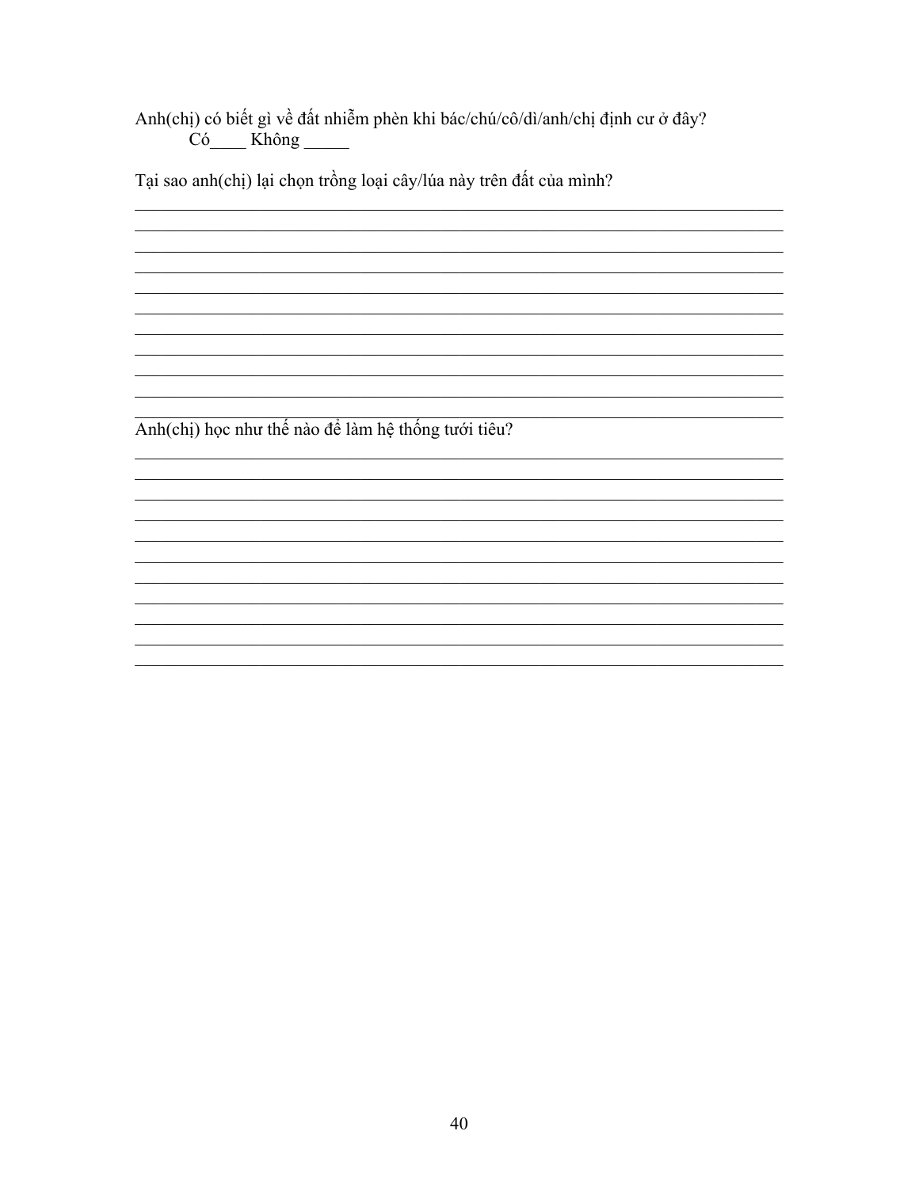Anh(chị) có biết gì về đất nhiễm phèn khi bác/chú/cô/dì/anh/chị định cư ở đây?

Có____ Không _____

Tại sao anh(chị) lại chọn trồng loại cây/lúa này trên đất của mình?

______________________________________________________________________________
______________________________________________________________________________
______________________________________________________________________________
______________________________________________________________________________
______________________________________________________________________________
______________________________________________________________________________
______________________________________________________________________________
______________________________________________________________________________
______________________________________________________________________________
______________________________________________________________________________
______________________________________________________________________________

Anh(chị) học như thế nào để làm hệ thống tưới tiêu?

______________________________________________________________________________
______________________________________________________________________________
______________________________________________________________________________
______________________________________________________________________________
______________________________________________________________________________
______________________________________________________________________________
______________________________________________________________________________
______________________________________________________________________________
______________________________________________________________________________
______________________________________________________________________________
______________________________________________________________________________